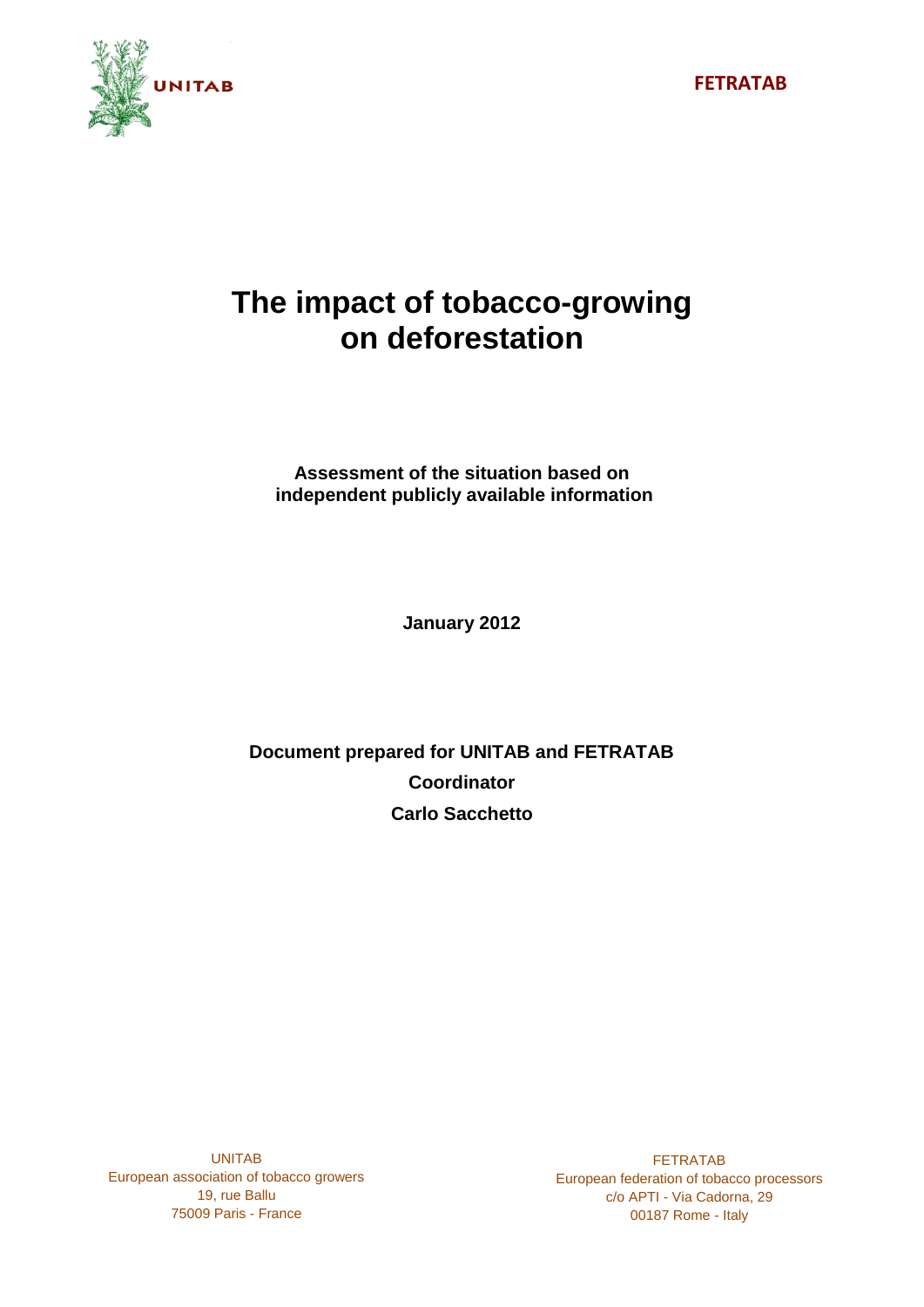UNITAB

FETRATAB

# The impact of tobacco-growing on deforestation

**Assessment of the situation based on independent publicly available information**

**January 2012**

**Document prepared for UNITAB and FETRATAB**

**Coordinator**

**Carlo Sacchetto**

UNITAB
European association of tobacco growers
19, rue Ballu
75009 Paris - France

FETRATAB
European federation of tobacco processors
c/o APTI - Via Cadorna, 29
00187 Rome - Italy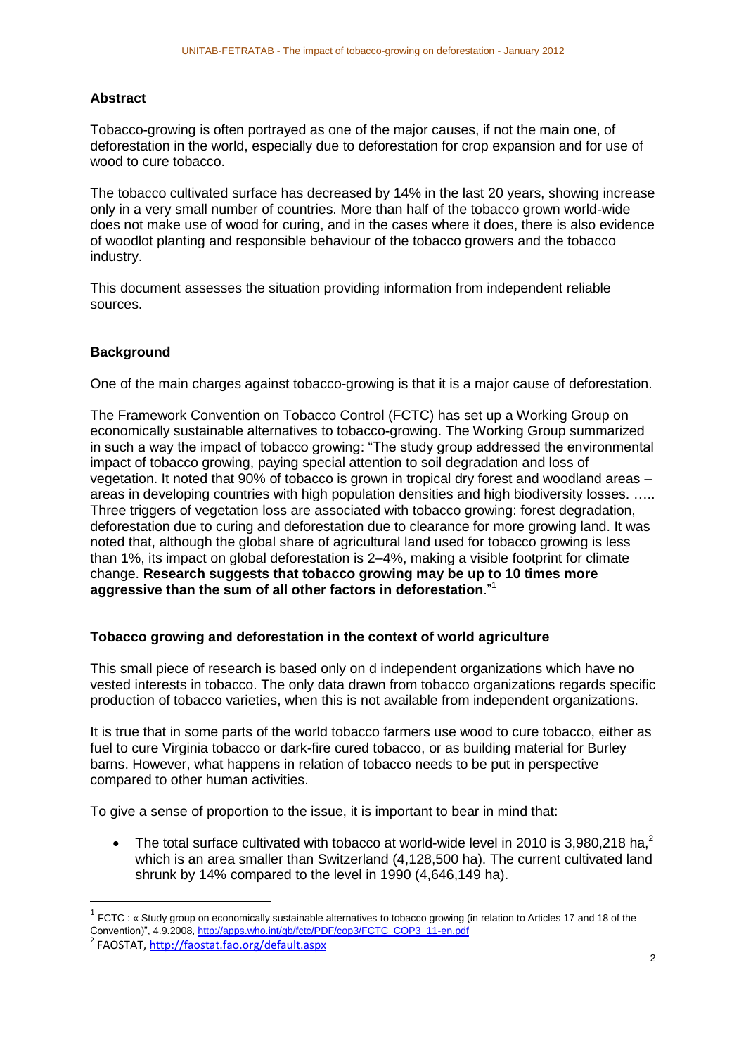## Abstract

Tobacco-growing is often portrayed as one of the major causes, if not the main one, of deforestation in the world, especially due to deforestation for crop expansion and for use of wood to cure tobacco.

The tobacco cultivated surface has decreased by 14% in the last 20 years, showing increase only in a very small number of countries. More than half of the tobacco grown world-wide does not make use of wood for curing, and in the cases where it does, there is also evidence of woodlot planting and responsible behaviour of the tobacco growers and the tobacco industry.

This document assesses the situation providing information from independent reliable sources.

## Background

One of the main charges against tobacco-growing is that it is a major cause of deforestation.

The Framework Convention on Tobacco Control (FCTC) has set up a Working Group on economically sustainable alternatives to tobacco-growing. The Working Group summarized in such a way the impact of tobacco growing: "The study group addressed the environmental impact of tobacco growing, paying special attention to soil degradation and loss of vegetation. It noted that 90% of tobacco is grown in tropical dry forest and woodland areas – areas in developing countries with high population densities and high biodiversity losses. ….. Three triggers of vegetation loss are associated with tobacco growing: forest degradation, deforestation due to curing and deforestation due to clearance for more growing land. It was noted that, although the global share of agricultural land used for tobacco growing is less than 1%, its impact on global deforestation is 2–4%, making a visible footprint for climate change. **Research suggests that tobacco growing may be up to 10 times more aggressive than the sum of all other factors in deforestation**."[1]

## Tobacco growing and deforestation in the context of world agriculture

This small piece of research is based only on d independent organizations which have no vested interests in tobacco. The only data drawn from tobacco organizations regards specific production of tobacco varieties, when this is not available from independent organizations.

It is true that in some parts of the world tobacco farmers use wood to cure tobacco, either as fuel to cure Virginia tobacco or dark-fire cured tobacco, or as building material for Burley barns. However, what happens in relation of tobacco needs to be put in perspective compared to other human activities.

To give a sense of proportion to the issue, it is important to bear in mind that:

- The total surface cultivated with tobacco at world-wide level in 2010 is 3,980,218 ha,[2] which is an area smaller than Switzerland (4,128,500 ha). The current cultivated land shrunk by 14% compared to the level in 1990 (4,646,149 ha).

---

[1] FCTC : « Study group on economically sustainable alternatives to tobacco growing (in relation to Articles 17 and 18 of the Convention)", 4.9.2008, http://apps.who.int/gb/fctc/PDF/cop3/FCTC_COP3_11-en.pdf

[2] FAOSTAT, http://faostat.fao.org/default.aspx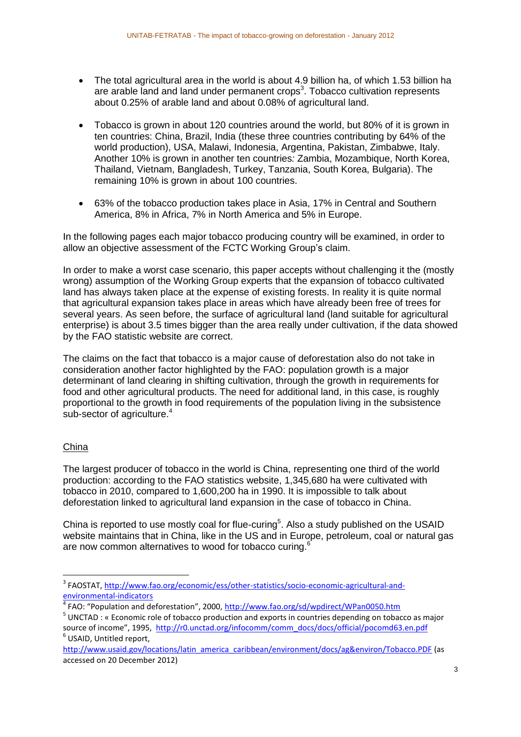- The total agricultural area in the world is about 4.9 billion ha, of which 1.53 billion ha are arable land and land under permanent crops[3]. Tobacco cultivation represents about 0.25% of arable land and about 0.08% of agricultural land.

- Tobacco is grown in about 120 countries around the world, but 80% of it is grown in ten countries: China, Brazil, India (these three countries contributing by 64% of the world production), USA, Malawi, Indonesia, Argentina, Pakistan, Zimbabwe, Italy. Another 10% is grown in another ten countries*:* Zambia, Mozambique, North Korea, Thailand, Vietnam, Bangladesh, Turkey, Tanzania, South Korea, Bulgaria). The remaining 10% is grown in about 100 countries.

- 63% of the tobacco production takes place in Asia, 17% in Central and Southern America, 8% in Africa, 7% in North America and 5% in Europe.

In the following pages each major tobacco producing country will be examined, in order to allow an objective assessment of the FCTC Working Group's claim.

In order to make a worst case scenario, this paper accepts without challenging it the (mostly wrong) assumption of the Working Group experts that the expansion of tobacco cultivated land has always taken place at the expense of existing forests. In reality it is quite normal that agricultural expansion takes place in areas which have already been free of trees for several years. As seen before, the surface of agricultural land (land suitable for agricultural enterprise) is about 3.5 times bigger than the area really under cultivation, if the data showed by the FAO statistic website are correct.

The claims on the fact that tobacco is a major cause of deforestation also do not take in consideration another factor highlighted by the FAO: population growth is a major determinant of land clearing in shifting cultivation, through the growth in requirements for food and other agricultural products. The need for additional land, in this case, is roughly proportional to the growth in food requirements of the population living in the subsistence sub-sector of agriculture.[4]

## China

The largest producer of tobacco in the world is China, representing one third of the world production: according to the FAO statistics website, 1,345,680 ha were cultivated with tobacco in 2010, compared to 1,600,200 ha in 1990. It is impossible to talk about deforestation linked to agricultural land expansion in the case of tobacco in China.

China is reported to use mostly coal for flue-curing[5]. Also a study published on the USAID website maintains that in China, like in the US and in Europe, petroleum, coal or natural gas are now common alternatives to wood for tobacco curing.[6]

---

[3] FAOSTAT, http://www.fao.org/economic/ess/other-statistics/socio-economic-agricultural-and-environmental-indicators

[4] FAO: "Population and deforestation", 2000, http://www.fao.org/sd/wpdirect/WPan0050.htm

[5] UNCTAD : « Economic role of tobacco production and exports in countries depending on tobacco as major source of income", 1995, http://r0.unctad.org/infocomm/comm_docs/docs/official/pocomd63.en.pdf

[6] USAID, Untitled report, http://www.usaid.gov/locations/latin_america_caribbean/environment/docs/ag&environ/Tobacco.PDF (as accessed on 20 December 2012)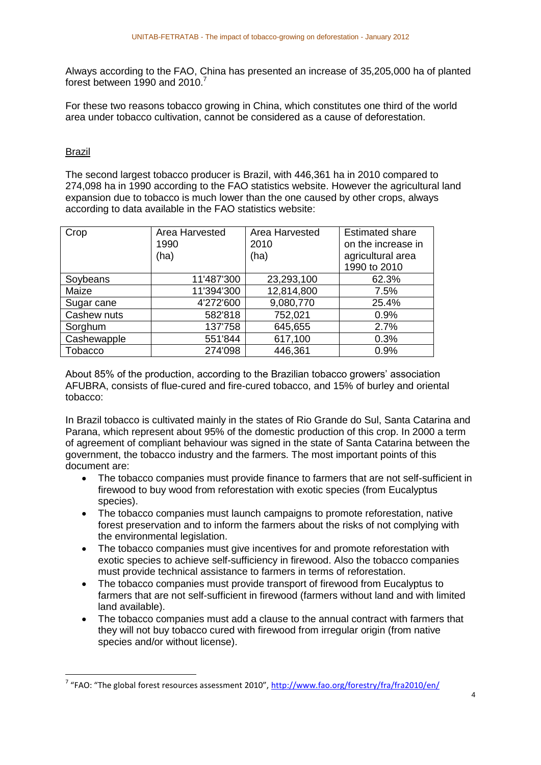Always according to the FAO, China has presented an increase of 35,205,000 ha of planted forest between 1990 and 2010.[7]

For these two reasons tobacco growing in China, which constitutes one third of the world area under tobacco cultivation, cannot be considered as a cause of deforestation.

Brazil

The second largest tobacco producer is Brazil, with 446,361 ha in 2010 compared to 274,098 ha in 1990 according to the FAO statistics website. However the agricultural land expansion due to tobacco is much lower than the one caused by other crops, always according to data available in the FAO statistics website:

| Crop | Area Harvested 1990 (ha) | Area Harvested 2010 (ha) | Estimated share on the increase in agricultural area 1990 to 2010 |
|---|---|---|---|
| Soybeans | 11'487'300 | 23,293,100 | 62.3% |
| Maize | 11'394'300 | 12,814,800 | 7.5% |
| Sugar cane | 4'272'600 | 9,080,770 | 25.4% |
| Cashew nuts | 582'818 | 752,021 | 0.9% |
| Sorghum | 137'758 | 645,655 | 2.7% |
| Cashewapple | 551'844 | 617,100 | 0.3% |
| Tobacco | 274'098 | 446,361 | 0.9% |

About 85% of the production, according to the Brazilian tobacco growers' association AFUBRA, consists of flue-cured and fire-cured tobacco, and 15% of burley and oriental tobacco:

In Brazil tobacco is cultivated mainly in the states of Rio Grande do Sul, Santa Catarina and Parana, which represent about 95% of the domestic production of this crop. In 2000 a term of agreement of compliant behaviour was signed in the state of Santa Catarina between the government, the tobacco industry and the farmers. The most important points of this document are:

- The tobacco companies must provide finance to farmers that are not self-sufficient in firewood to buy wood from reforestation with exotic species (from Eucalyptus species).
- The tobacco companies must launch campaigns to promote reforestation, native forest preservation and to inform the farmers about the risks of not complying with the environmental legislation.
- The tobacco companies must give incentives for and promote reforestation with exotic species to achieve self-sufficiency in firewood. Also the tobacco companies must provide technical assistance to farmers in terms of reforestation.
- The tobacco companies must provide transport of firewood from Eucalyptus to farmers that are not self-sufficient in firewood (farmers without land and with limited land available).
- The tobacco companies must add a clause to the annual contract with farmers that they will not buy tobacco cured with firewood from irregular origin (from native species and/or without license).

[7] "FAO: "The global forest resources assessment 2010", http://www.fao.org/forestry/fra/fra2010/en/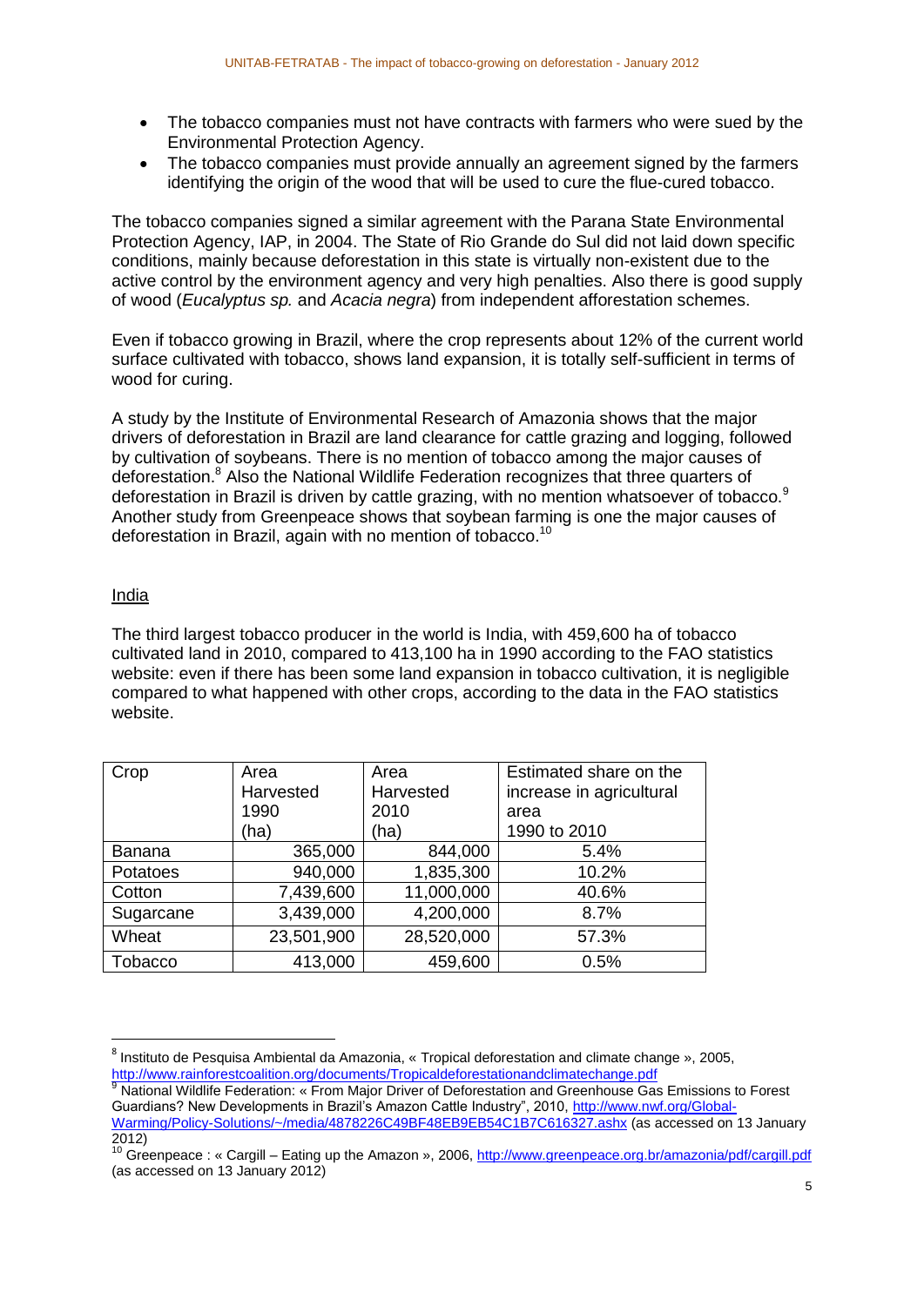- The tobacco companies must not have contracts with farmers who were sued by the Environmental Protection Agency.
- The tobacco companies must provide annually an agreement signed by the farmers identifying the origin of the wood that will be used to cure the flue-cured tobacco.

The tobacco companies signed a similar agreement with the Parana State Environmental Protection Agency, IAP, in 2004. The State of Rio Grande do Sul did not laid down specific conditions, mainly because deforestation in this state is virtually non-existent due to the active control by the environment agency and very high penalties. Also there is good supply of wood (*Eucalyptus sp.* and *Acacia negra*) from independent afforestation schemes.

Even if tobacco growing in Brazil, where the crop represents about 12% of the current world surface cultivated with tobacco, shows land expansion, it is totally self-sufficient in terms of wood for curing.

A study by the Institute of Environmental Research of Amazonia shows that the major drivers of deforestation in Brazil are land clearance for cattle grazing and logging, followed by cultivation of soybeans. There is no mention of tobacco among the major causes of deforestation.[8] Also the National Wildlife Federation recognizes that three quarters of deforestation in Brazil is driven by cattle grazing, with no mention whatsoever of tobacco.[9] Another study from Greenpeace shows that soybean farming is one the major causes of deforestation in Brazil, again with no mention of tobacco.[10]

## India

The third largest tobacco producer in the world is India, with 459,600 ha of tobacco cultivated land in 2010, compared to 413,100 ha in 1990 according to the FAO statistics website: even if there has been some land expansion in tobacco cultivation, it is negligible compared to what happened with other crops, according to the data in the FAO statistics website.

| Crop | Area Harvested 1990 (ha) | Area Harvested 2010 (ha) | Estimated share on the increase in agricultural area 1990 to 2010 |
|---|---|---|---|
| Banana | 365,000 | 844,000 | 5.4% |
| Potatoes | 940,000 | 1,835,300 | 10.2% |
| Cotton | 7,439,600 | 11,000,000 | 40.6% |
| Sugarcane | 3,439,000 | 4,200,000 | 8.7% |
| Wheat | 23,501,900 | 28,520,000 | 57.3% |
| Tobacco | 413,000 | 459,600 | 0.5% |

---

[8] Instituto de Pesquisa Ambiental da Amazonia, « Tropical deforestation and climate change », 2005, http://www.rainforestcoalition.org/documents/Tropicaldeforestationandclimatechange.pdf

[9] National Wildlife Federation: « From Major Driver of Deforestation and Greenhouse Gas Emissions to Forest Guardians? New Developments in Brazil's Amazon Cattle Industry", 2010, http://www.nwf.org/Global-Warming/Policy-Solutions/~/media/4878226C49BF48EB9EB54C1B7C616327.ashx (as accessed on 13 January 2012)

[10] Greenpeace : « Cargill – Eating up the Amazon », 2006, http://www.greenpeace.org.br/amazonia/pdf/cargill.pdf (as accessed on 13 January 2012)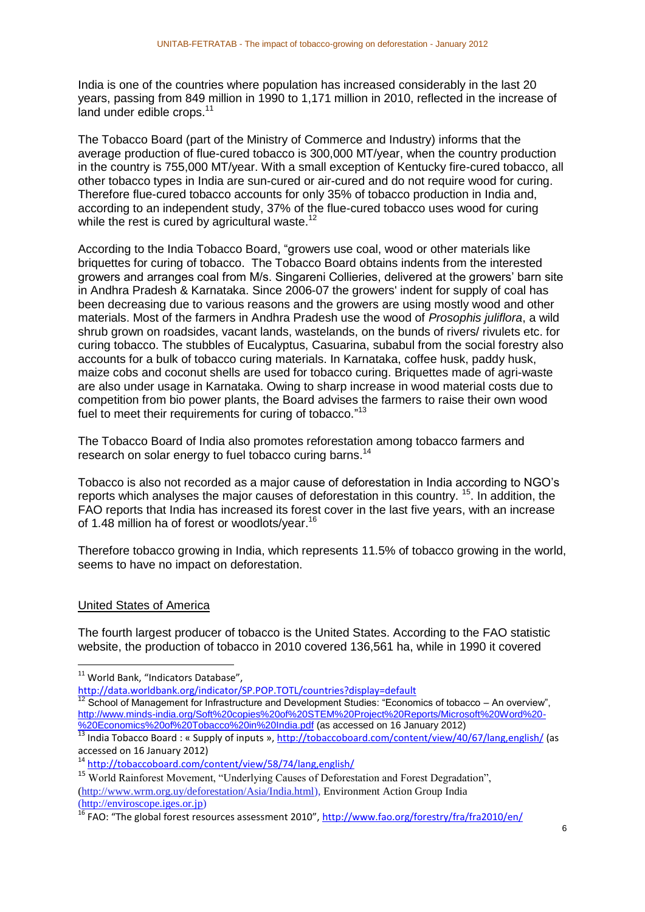India is one of the countries where population has increased considerably in the last 20 years, passing from 849 million in 1990 to 1,171 million in 2010, reflected in the increase of land under edible crops.[11]

The Tobacco Board (part of the Ministry of Commerce and Industry) informs that the average production of flue-cured tobacco is 300,000 MT/year, when the country production in the country is 755,000 MT/year. With a small exception of Kentucky fire-cured tobacco, all other tobacco types in India are sun-cured or air-cured and do not require wood for curing. Therefore flue-cured tobacco accounts for only 35% of tobacco production in India and, according to an independent study, 37% of the flue-cured tobacco uses wood for curing while the rest is cured by agricultural waste.[12]

According to the India Tobacco Board, "growers use coal, wood or other materials like briquettes for curing of tobacco. The Tobacco Board obtains indents from the interested growers and arranges coal from M/s. Singareni Collieries, delivered at the growers' barn site in Andhra Pradesh & Karnataka. Since 2006-07 the growers' indent for supply of coal has been decreasing due to various reasons and the growers are using mostly wood and other materials. Most of the farmers in Andhra Pradesh use the wood of *Prosophis juliflora*, a wild shrub grown on roadsides, vacant lands, wastelands, on the bunds of rivers/ rivulets etc. for curing tobacco. The stubbles of Eucalyptus, Casuarina, subabul from the social forestry also accounts for a bulk of tobacco curing materials. In Karnataka, coffee husk, paddy husk, maize cobs and coconut shells are used for tobacco curing. Briquettes made of agri-waste are also under usage in Karnataka. Owing to sharp increase in wood material costs due to competition from bio power plants, the Board advises the farmers to raise their own wood fuel to meet their requirements for curing of tobacco."[13]

The Tobacco Board of India also promotes reforestation among tobacco farmers and research on solar energy to fuel tobacco curing barns.[14]

Tobacco is also not recorded as a major cause of deforestation in India according to NGO's reports which analyses the major causes of deforestation in this country. [15]. In addition, the FAO reports that India has increased its forest cover in the last five years, with an increase of 1.48 million ha of forest or woodlots/year.[16]

Therefore tobacco growing in India, which represents 11.5% of tobacco growing in the world, seems to have no impact on deforestation.

## United States of America

The fourth largest producer of tobacco is the United States. According to the FAO statistic website, the production of tobacco in 2010 covered 136,561 ha, while in 1990 it covered

---

[11] World Bank, "Indicators Database", http://data.worldbank.org/indicator/SP.POP.TOTL/countries?display=default

[12] School of Management for Infrastructure and Development Studies: "Economics of tobacco – An overview", http://www.minds-india.org/Soft%20copies%20of%20STEM%20Project%20Reports/Microsoft%20Word%20-%20Economics%20of%20Tobacco%20in%20India.pdf (as accessed on 16 January 2012)

[13] India Tobacco Board : « Supply of inputs », http://tobaccoboard.com/content/view/40/67/lang,english/ (as accessed on 16 January 2012)

[14] http://tobaccoboard.com/content/view/58/74/lang,english/

[15] World Rainforest Movement, "Underlying Causes of Deforestation and Forest Degradation", (http://www.wrm.org.uy/deforestation/Asia/India.html), Environment Action Group India (http://enviroscope.iges.or.jp)

[16] FAO: "The global forest resources assessment 2010", http://www.fao.org/forestry/fra/fra2010/en/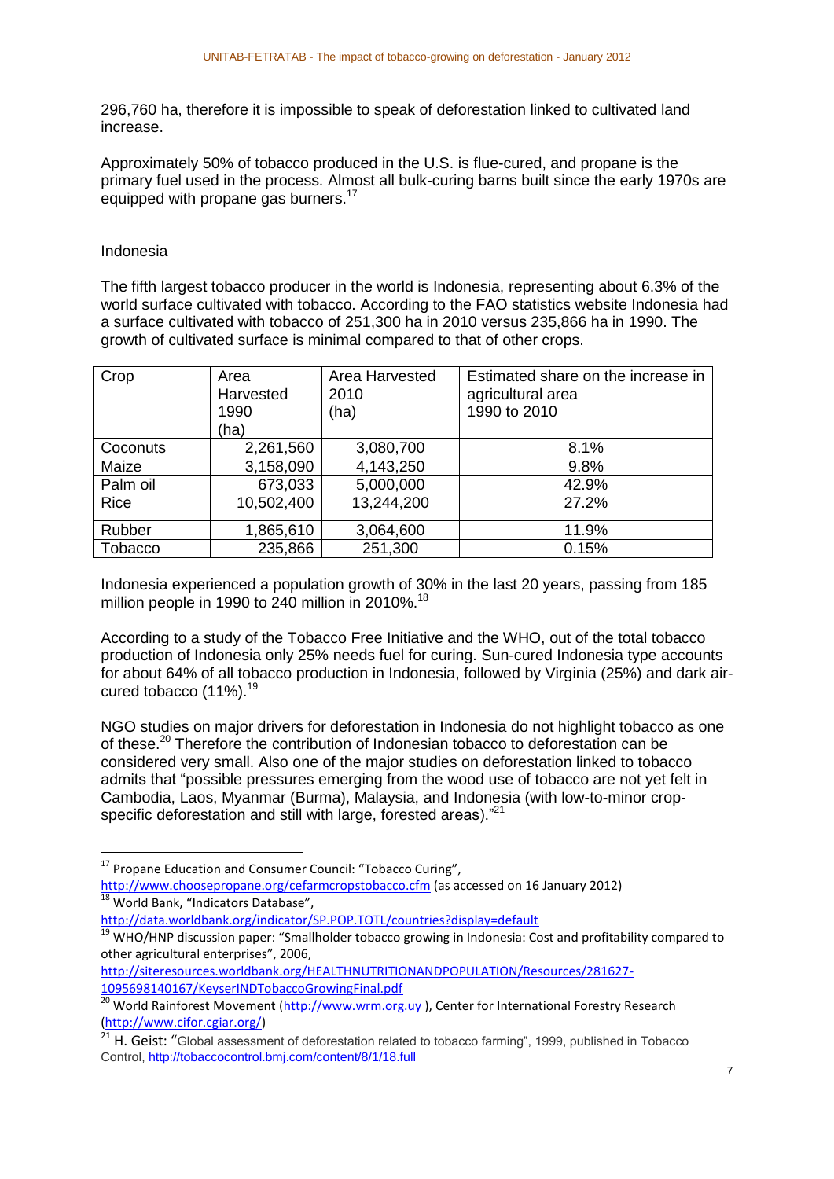296,760 ha, therefore it is impossible to speak of deforestation linked to cultivated land increase.

Approximately 50% of tobacco produced in the U.S. is flue-cured, and propane is the primary fuel used in the process. Almost all bulk-curing barns built since the early 1970s are equipped with propane gas burners.[17]

## Indonesia

The fifth largest tobacco producer in the world is Indonesia, representing about 6.3% of the world surface cultivated with tobacco. According to the FAO statistics website Indonesia had a surface cultivated with tobacco of 251,300 ha in 2010 versus 235,866 ha in 1990. The growth of cultivated surface is minimal compared to that of other crops.

| Crop | Area Harvested 1990 (ha) | Area Harvested 2010 (ha) | Estimated share on the increase in agricultural area 1990 to 2010 |
|---|---|---|---|
| Coconuts | 2,261,560 | 3,080,700 | 8.1% |
| Maize | 3,158,090 | 4,143,250 | 9.8% |
| Palm oil | 673,033 | 5,000,000 | 42.9% |
| Rice | 10,502,400 | 13,244,200 | 27.2% |
| Rubber | 1,865,610 | 3,064,600 | 11.9% |
| Tobacco | 235,866 | 251,300 | 0.15% |

Indonesia experienced a population growth of 30% in the last 20 years, passing from 185 million people in 1990 to 240 million in 2010%.[18]

According to a study of the Tobacco Free Initiative and the WHO, out of the total tobacco production of Indonesia only 25% needs fuel for curing. Sun-cured Indonesia type accounts for about 64% of all tobacco production in Indonesia, followed by Virginia (25%) and dark air-cured tobacco (11%).[19]

NGO studies on major drivers for deforestation in Indonesia do not highlight tobacco as one of these.[20] Therefore the contribution of Indonesian tobacco to deforestation can be considered very small. Also one of the major studies on deforestation linked to tobacco admits that "possible pressures emerging from the wood use of tobacco are not yet felt in Cambodia, Laos, Myanmar (Burma), Malaysia, and Indonesia (with low-to-minor crop-specific deforestation and still with large, forested areas)."[21]

---

[17] Propane Education and Consumer Council: "Tobacco Curing", http://www.choosepropane.org/cefarmcropstobacco.cfm (as accessed on 16 January 2012)

[18] World Bank, "Indicators Database", http://data.worldbank.org/indicator/SP.POP.TOTL/countries?display=default

[19] WHO/HNP discussion paper: "Smallholder tobacco growing in Indonesia: Cost and profitability compared to other agricultural enterprises", 2006, http://siteresources.worldbank.org/HEALTHNUTRITIONANDPOPULATION/Resources/281627-1095698140167/KeyserINDTobaccoGrowingFinal.pdf

[20] World Rainforest Movement (http://www.wrm.org.uy ), Center for International Forestry Research (http://www.cifor.cgiar.org/)

[21] H. Geist: "Global assessment of deforestation related to tobacco farming", 1999, published in Tobacco Control, http://tobaccocontrol.bmj.com/content/8/1/18.full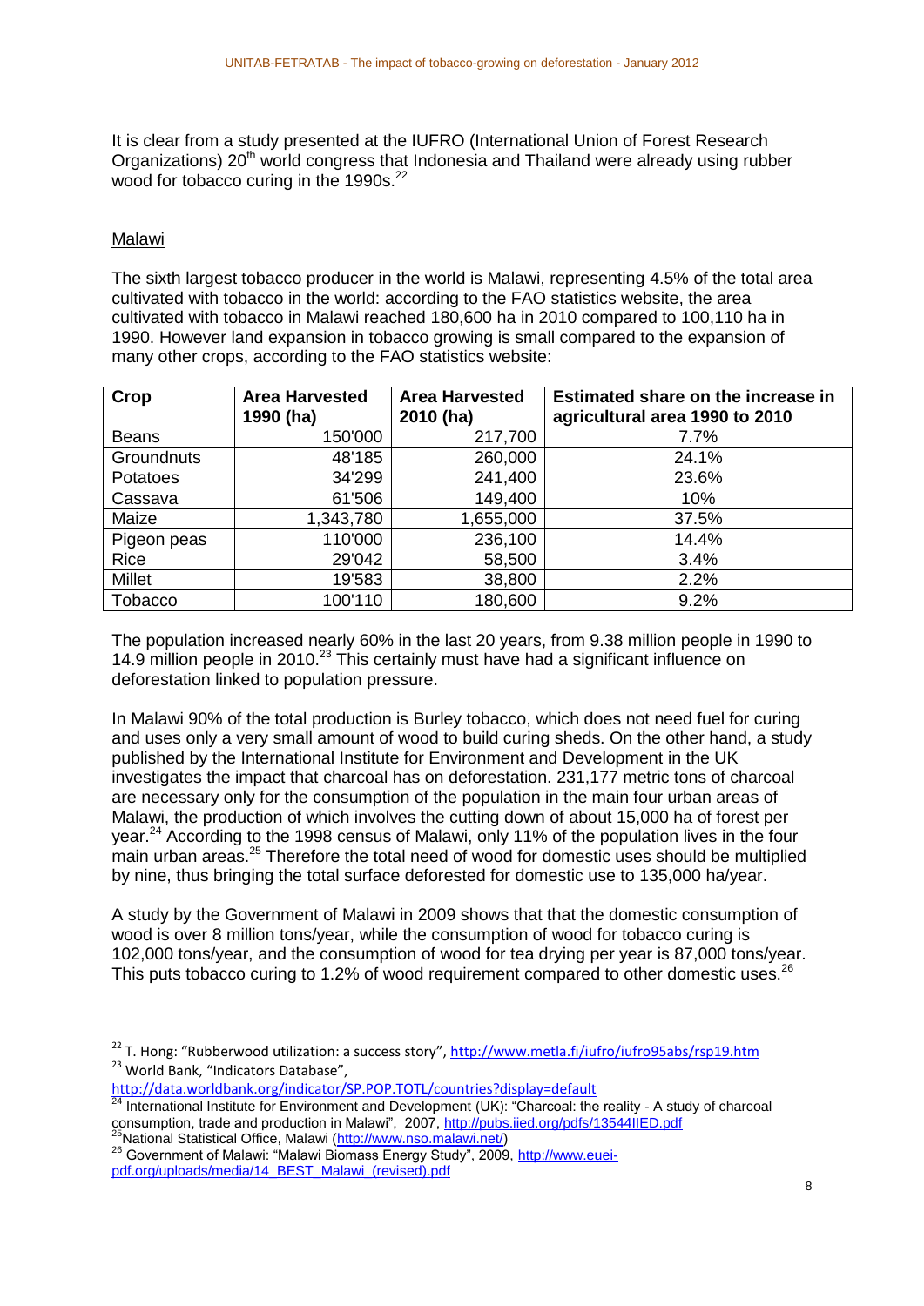It is clear from a study presented at the IUFRO (International Union of Forest Research Organizations) 20th world congress that Indonesia and Thailand were already using rubber wood for tobacco curing in the 1990s.[22]

## Malawi

The sixth largest tobacco producer in the world is Malawi, representing 4.5% of the total area cultivated with tobacco in the world: according to the FAO statistics website, the area cultivated with tobacco in Malawi reached 180,600 ha in 2010 compared to 100,110 ha in 1990. However land expansion in tobacco growing is small compared to the expansion of many other crops, according to the FAO statistics website:

| Crop | Area Harvested 1990 (ha) | Area Harvested 2010 (ha) | Estimated share on the increase in agricultural area 1990 to 2010 |
|---|---|---|---|
| Beans | 150'000 | 217,700 | 7.7% |
| Groundnuts | 48'185 | 260,000 | 24.1% |
| Potatoes | 34'299 | 241,400 | 23.6% |
| Cassava | 61'506 | 149,400 | 10% |
| Maize | 1,343,780 | 1,655,000 | 37.5% |
| Pigeon peas | 110'000 | 236,100 | 14.4% |
| Rice | 29'042 | 58,500 | 3.4% |
| Millet | 19'583 | 38,800 | 2.2% |
| Tobacco | 100'110 | 180,600 | 9.2% |

The population increased nearly 60% in the last 20 years, from 9.38 million people in 1990 to 14.9 million people in 2010.[23] This certainly must have had a significant influence on deforestation linked to population pressure.

In Malawi 90% of the total production is Burley tobacco, which does not need fuel for curing and uses only a very small amount of wood to build curing sheds. On the other hand, a study published by the International Institute for Environment and Development in the UK investigates the impact that charcoal has on deforestation. 231,177 metric tons of charcoal are necessary only for the consumption of the population in the main four urban areas of Malawi, the production of which involves the cutting down of about 15,000 ha of forest per year.[24] According to the 1998 census of Malawi, only 11% of the population lives in the four main urban areas.[25] Therefore the total need of wood for domestic uses should be multiplied by nine, thus bringing the total surface deforested for domestic use to 135,000 ha/year.

A study by the Government of Malawi in 2009 shows that that the domestic consumption of wood is over 8 million tons/year, while the consumption of wood for tobacco curing is 102,000 tons/year, and the consumption of wood for tea drying per year is 87,000 tons/year. This puts tobacco curing to 1.2% of wood requirement compared to other domestic uses.[26]

---

[22] T. Hong: "Rubberwood utilization: a success story", http://www.metla.fi/iufro/iufro95abs/rsp19.htm

[23] World Bank, "Indicators Database", http://data.worldbank.org/indicator/SP.POP.TOTL/countries?display=default

[24] International Institute for Environment and Development (UK): "Charcoal: the reality - A study of charcoal consumption, trade and production in Malawi", 2007, http://pubs.iied.org/pdfs/13544IIED.pdf

[25] National Statistical Office, Malawi (http://www.nso.malawi.net/)

[26] Government of Malawi: "Malawi Biomass Energy Study", 2009, http://www.euei-pdf.org/uploads/media/14_BEST_Malawi_(revised).pdf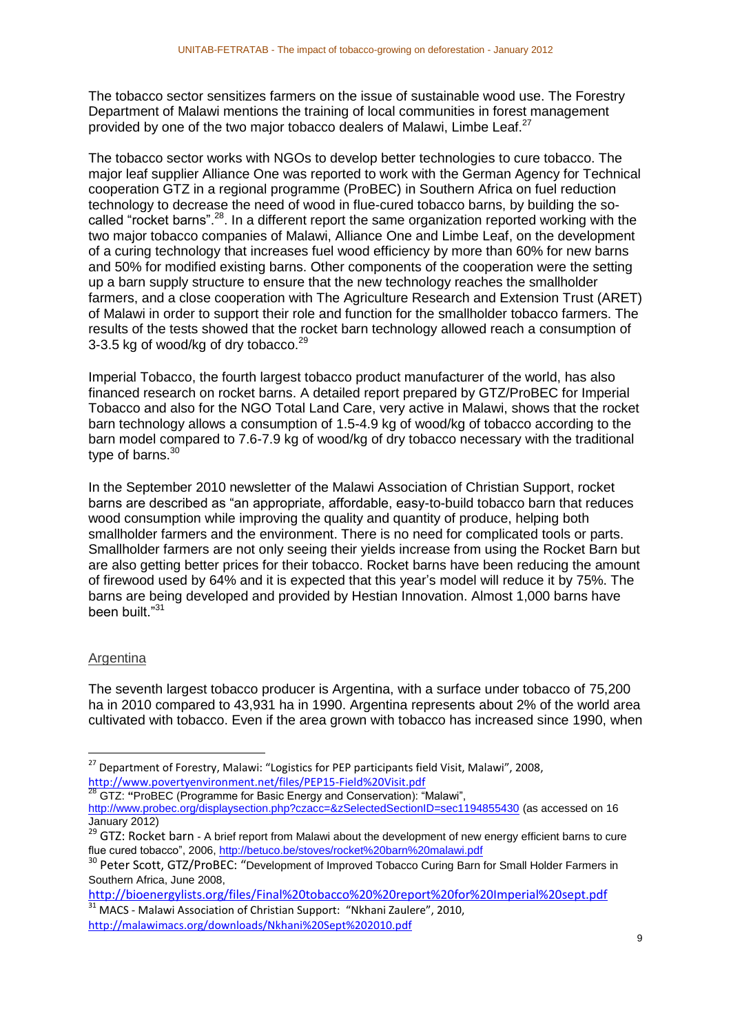The tobacco sector sensitizes farmers on the issue of sustainable wood use. The Forestry Department of Malawi mentions the training of local communities in forest management provided by one of the two major tobacco dealers of Malawi, Limbe Leaf.[27]

The tobacco sector works with NGOs to develop better technologies to cure tobacco. The major leaf supplier Alliance One was reported to work with the German Agency for Technical cooperation GTZ in a regional programme (ProBEC) in Southern Africa on fuel reduction technology to decrease the need of wood in flue-cured tobacco barns, by building the so-called "rocket barns".[28]. In a different report the same organization reported working with the two major tobacco companies of Malawi, Alliance One and Limbe Leaf, on the development of a curing technology that increases fuel wood efficiency by more than 60% for new barns and 50% for modified existing barns. Other components of the cooperation were the setting up a barn supply structure to ensure that the new technology reaches the smallholder farmers, and a close cooperation with The Agriculture Research and Extension Trust (ARET) of Malawi in order to support their role and function for the smallholder tobacco farmers. The results of the tests showed that the rocket barn technology allowed reach a consumption of 3-3.5 kg of wood/kg of dry tobacco.[29]

Imperial Tobacco, the fourth largest tobacco product manufacturer of the world, has also financed research on rocket barns. A detailed report prepared by GTZ/ProBEC for Imperial Tobacco and also for the NGO Total Land Care, very active in Malawi, shows that the rocket barn technology allows a consumption of 1.5-4.9 kg of wood/kg of tobacco according to the barn model compared to 7.6-7.9 kg of wood/kg of dry tobacco necessary with the traditional type of barns.[30]

In the September 2010 newsletter of the Malawi Association of Christian Support, rocket barns are described as "an appropriate, affordable, easy-to-build tobacco barn that reduces wood consumption while improving the quality and quantity of produce, helping both smallholder farmers and the environment. There is no need for complicated tools or parts. Smallholder farmers are not only seeing their yields increase from using the Rocket Barn but are also getting better prices for their tobacco. Rocket barns have been reducing the amount of firewood used by 64% and it is expected that this year's model will reduce it by 75%. The barns are being developed and provided by Hestian Innovation. Almost 1,000 barns have been built."[31]

## Argentina

The seventh largest tobacco producer is Argentina, with a surface under tobacco of 75,200 ha in 2010 compared to 43,931 ha in 1990. Argentina represents about 2% of the world area cultivated with tobacco. Even if the area grown with tobacco has increased since 1990, when

---

[27] Department of Forestry, Malawi: "Logistics for PEP participants field Visit, Malawi", 2008, http://www.povertyenvironment.net/files/PEP15-Field%20Visit.pdf

[28] GTZ: "ProBEC (Programme for Basic Energy and Conservation): "Malawi", http://www.probec.org/displaysection.php?czacc=&zSelectedSectionID=sec1194855430 (as accessed on 16 January 2012)

[29] GTZ: Rocket barn - A brief report from Malawi about the development of new energy efficient barns to cure flue cured tobacco", 2006, http://betuco.be/stoves/rocket%20barn%20malawi.pdf

[30] Peter Scott, GTZ/ProBEC: "Development of Improved Tobacco Curing Barn for Small Holder Farmers in Southern Africa, June 2008, http://bioenergylists.org/files/Final%20tobacco%20%20report%20for%20Imperial%20sept.pdf

[31] MACS - Malawi Association of Christian Support: "Nkhani Zaulere", 2010, http://malawimacs.org/downloads/Nkhani%20Sept%202010.pdf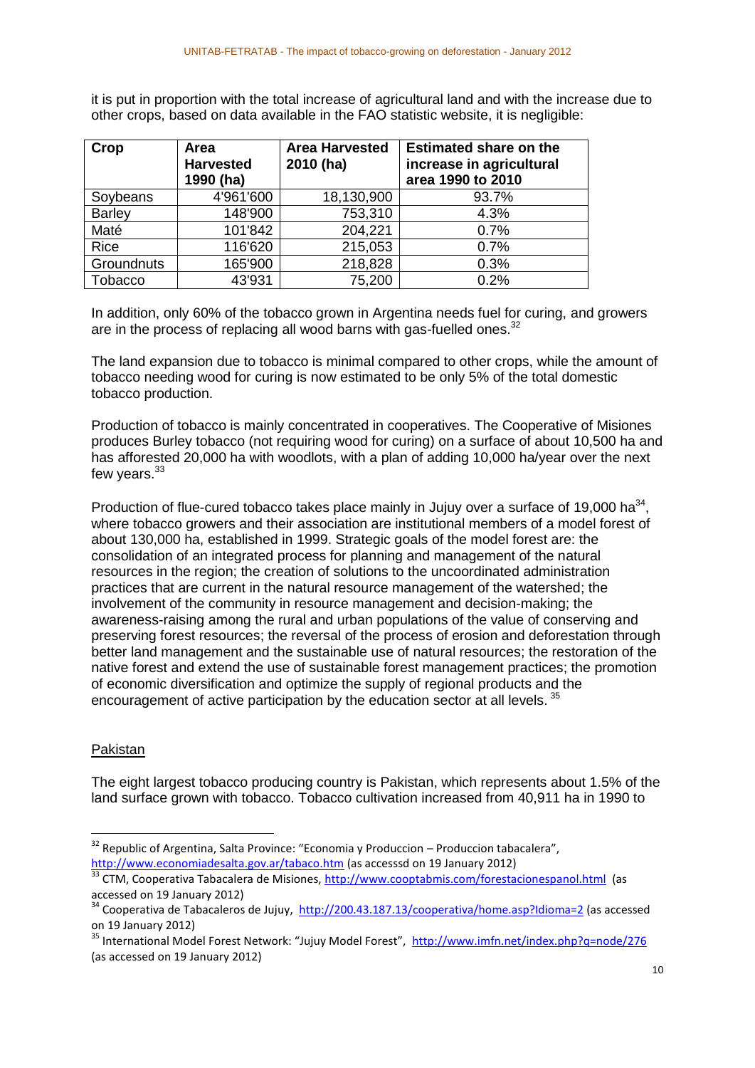it is put in proportion with the total increase of agricultural land and with the increase due to other crops, based on data available in the FAO statistic website, it is negligible:

| Crop | Area Harvested 1990 (ha) | Area Harvested 2010 (ha) | Estimated share on the increase in agricultural area 1990 to 2010 |
|---|---|---|---|
| Soybeans | 4'961'600 | 18,130,900 | 93.7% |
| Barley | 148'900 | 753,310 | 4.3% |
| Maté | 101'842 | 204,221 | 0.7% |
| Rice | 116'620 | 215,053 | 0.7% |
| Groundnuts | 165'900 | 218,828 | 0.3% |
| Tobacco | 43'931 | 75,200 | 0.2% |

In addition, only 60% of the tobacco grown in Argentina needs fuel for curing, and growers are in the process of replacing all wood barns with gas-fuelled ones.[32]

The land expansion due to tobacco is minimal compared to other crops, while the amount of tobacco needing wood for curing is now estimated to be only 5% of the total domestic tobacco production.

Production of tobacco is mainly concentrated in cooperatives. The Cooperative of Misiones produces Burley tobacco (not requiring wood for curing) on a surface of about 10,500 ha and has afforested 20,000 ha with woodlots, with a plan of adding 10,000 ha/year over the next few years.[33]

Production of flue-cured tobacco takes place mainly in Jujuy over a surface of 19,000 ha[34], where tobacco growers and their association are institutional members of a model forest of about 130,000 ha, established in 1999. Strategic goals of the model forest are: the consolidation of an integrated process for planning and management of the natural resources in the region; the creation of solutions to the uncoordinated administration practices that are current in the natural resource management of the watershed; the involvement of the community in resource management and decision-making; the awareness-raising among the rural and urban populations of the value of conserving and preserving forest resources; the reversal of the process of erosion and deforestation through better land management and the sustainable use of natural resources; the restoration of the native forest and extend the use of sustainable forest management practices; the promotion of economic diversification and optimize the supply of regional products and the encouragement of active participation by the education sector at all levels.[35]

## Pakistan

The eight largest tobacco producing country is Pakistan, which represents about 1.5% of the land surface grown with tobacco. Tobacco cultivation increased from 40,911 ha in 1990 to

---

[32] Republic of Argentina, Salta Province: "Economia y Produccion – Produccion tabacalera", http://www.economiadesalta.gov.ar/tabaco.htm (as accesssd on 19 January 2012)

[33] CTM, Cooperativa Tabacalera de Misiones, http://www.cooptabmis.com/forestacionespanol.html (as accessed on 19 January 2012)

[34] Cooperativa de Tabacaleros de Jujuy, http://200.43.187.13/cooperativa/home.asp?Idioma=2 (as accessed on 19 January 2012)

[35] International Model Forest Network: "Jujuy Model Forest", http://www.imfn.net/index.php?q=node/276 (as accessed on 19 January 2012)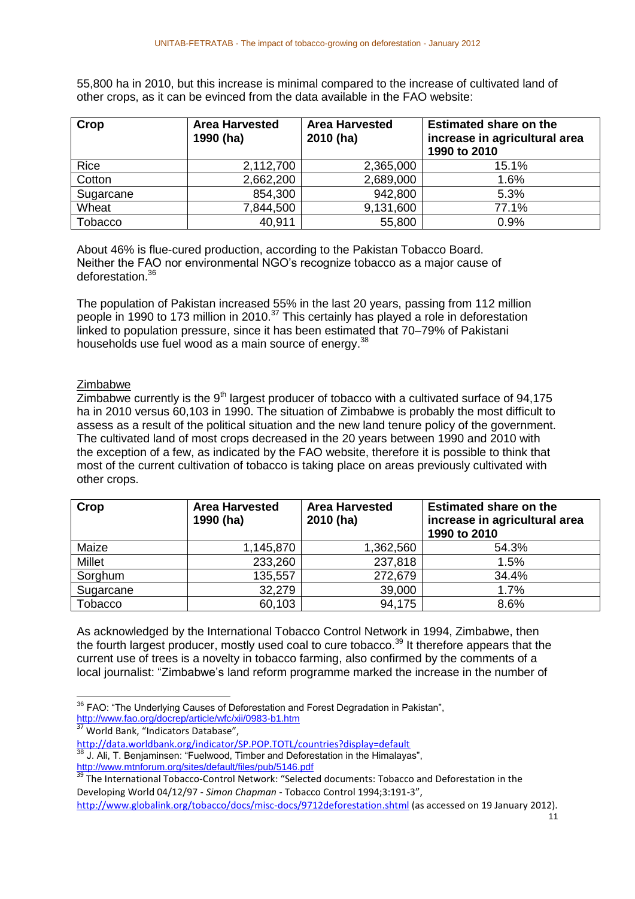55,800 ha in 2010, but this increase is minimal compared to the increase of cultivated land of other crops, as it can be evinced from the data available in the FAO website:

| Crop | Area Harvested 1990 (ha) | Area Harvested 2010 (ha) | Estimated share on the increase in agricultural area 1990 to 2010 |
|---|---|---|---|
| Rice | 2,112,700 | 2,365,000 | 15.1% |
| Cotton | 2,662,200 | 2,689,000 | 1.6% |
| Sugarcane | 854,300 | 942,800 | 5.3% |
| Wheat | 7,844,500 | 9,131,600 | 77.1% |
| Tobacco | 40,911 | 55,800 | 0.9% |

About 46% is flue-cured production, according to the Pakistan Tobacco Board. Neither the FAO nor environmental NGO's recognize tobacco as a major cause of deforestation.[36]

The population of Pakistan increased 55% in the last 20 years, passing from 112 million people in 1990 to 173 million in 2010.[37] This certainly has played a role in deforestation linked to population pressure, since it has been estimated that 70–79% of Pakistani households use fuel wood as a main source of energy.[38]

Zimbabwe

Zimbabwe currently is the 9th largest producer of tobacco with a cultivated surface of 94,175 ha in 2010 versus 60,103 in 1990. The situation of Zimbabwe is probably the most difficult to assess as a result of the political situation and the new land tenure policy of the government. The cultivated land of most crops decreased in the 20 years between 1990 and 2010 with the exception of a few, as indicated by the FAO website, therefore it is possible to think that most of the current cultivation of tobacco is taking place on areas previously cultivated with other crops.

| Crop | Area Harvested 1990 (ha) | Area Harvested 2010 (ha) | Estimated share on the increase in agricultural area 1990 to 2010 |
|---|---|---|---|
| Maize | 1,145,870 | 1,362,560 | 54.3% |
| Millet | 233,260 | 237,818 | 1.5% |
| Sorghum | 135,557 | 272,679 | 34.4% |
| Sugarcane | 32,279 | 39,000 | 1.7% |
| Tobacco | 60,103 | 94,175 | 8.6% |

As acknowledged by the International Tobacco Control Network in 1994, Zimbabwe, then the fourth largest producer, mostly used coal to cure tobacco.[39] It therefore appears that the current use of trees is a novelty in tobacco farming, also confirmed by the comments of a local journalist: "Zimbabwe's land reform programme marked the increase in the number of

---

[36] FAO: "The Underlying Causes of Deforestation and Forest Degradation in Pakistan", http://www.fao.org/docrep/article/wfc/xii/0983-b1.htm

[37] World Bank, "Indicators Database", http://data.worldbank.org/indicator/SP.POP.TOTL/countries?display=default

[38] J. Ali, T. Benjaminsen: "Fuelwood, Timber and Deforestation in the Himalayas", http://www.mtnforum.org/sites/default/files/pub/5146.pdf

[39] The International Tobacco-Control Network: "Selected documents: Tobacco and Deforestation in the Developing World 04/12/97 - *Simon Chapman* - Tobacco Control 1994;3:191-3", http://www.globalink.org/tobacco/docs/misc-docs/9712deforestation.shtml (as accessed on 19 January 2012).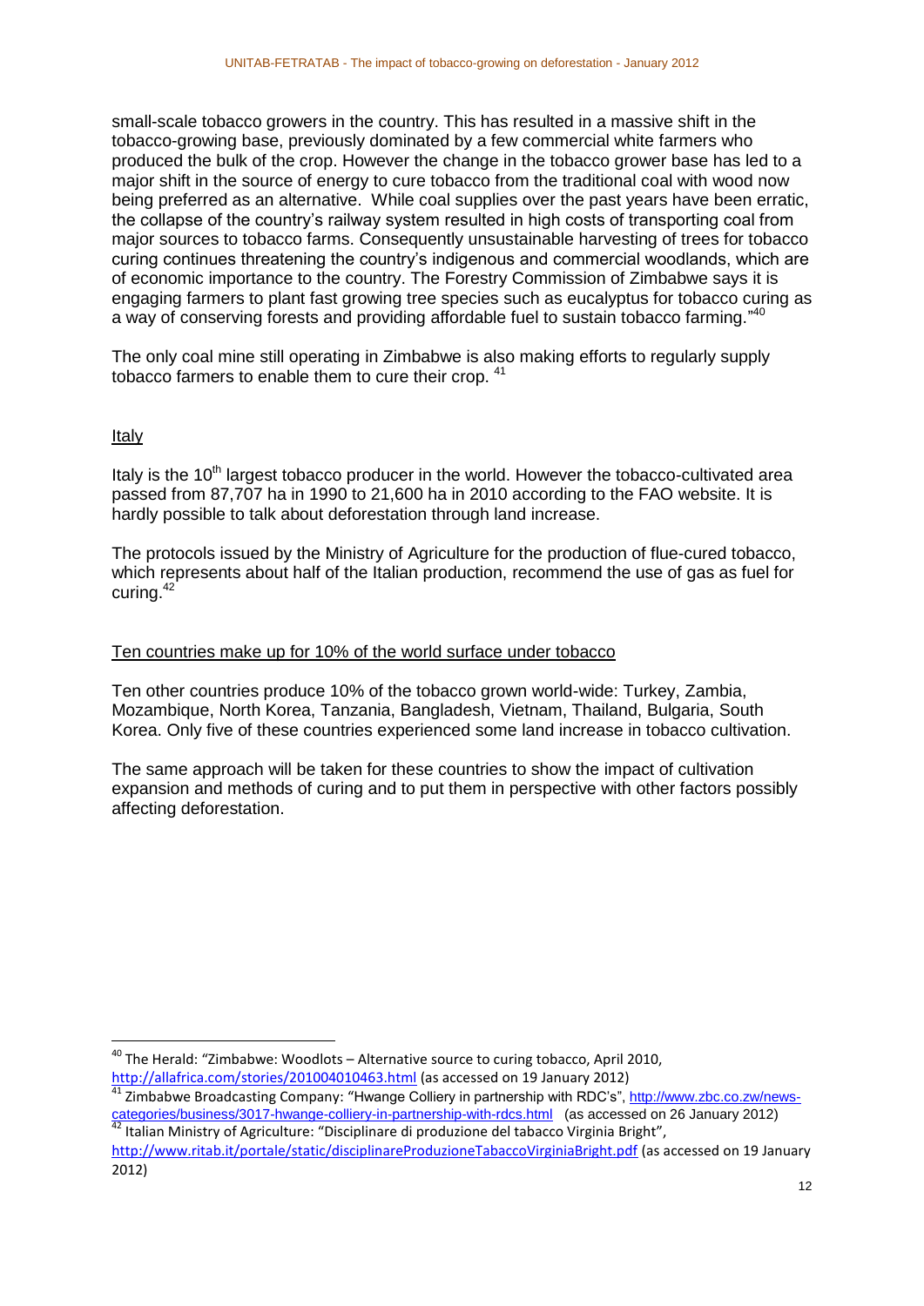small-scale tobacco growers in the country. This has resulted in a massive shift in the tobacco-growing base, previously dominated by a few commercial white farmers who produced the bulk of the crop. However the change in the tobacco grower base has led to a major shift in the source of energy to cure tobacco from the traditional coal with wood now being preferred as an alternative. While coal supplies over the past years have been erratic, the collapse of the country's railway system resulted in high costs of transporting coal from major sources to tobacco farms. Consequently unsustainable harvesting of trees for tobacco curing continues threatening the country's indigenous and commercial woodlands, which are of economic importance to the country. The Forestry Commission of Zimbabwe says it is engaging farmers to plant fast growing tree species such as eucalyptus for tobacco curing as a way of conserving forests and providing affordable fuel to sustain tobacco farming."[40]

The only coal mine still operating in Zimbabwe is also making efforts to regularly supply tobacco farmers to enable them to cure their crop. [41]

## Italy

Italy is the 10th largest tobacco producer in the world. However the tobacco-cultivated area passed from 87,707 ha in 1990 to 21,600 ha in 2010 according to the FAO website. It is hardly possible to talk about deforestation through land increase.

The protocols issued by the Ministry of Agriculture for the production of flue-cured tobacco, which represents about half of the Italian production, recommend the use of gas as fuel for curing.[42]

## Ten countries make up for 10% of the world surface under tobacco

Ten other countries produce 10% of the tobacco grown world-wide: Turkey, Zambia, Mozambique, North Korea, Tanzania, Bangladesh, Vietnam, Thailand, Bulgaria, South Korea. Only five of these countries experienced some land increase in tobacco cultivation.

The same approach will be taken for these countries to show the impact of cultivation expansion and methods of curing and to put them in perspective with other factors possibly affecting deforestation.

---

[40] The Herald: "Zimbabwe: Woodlots – Alternative source to curing tobacco, April 2010, http://allafrica.com/stories/201004010463.html (as accessed on 19 January 2012)

[41] Zimbabwe Broadcasting Company: "Hwange Colliery in partnership with RDC's", http://www.zbc.co.zw/news-categories/business/3017-hwange-colliery-in-partnership-with-rdcs.html (as accessed on 26 January 2012)

[42] Italian Ministry of Agriculture: "Disciplinare di produzione del tabacco Virginia Bright", http://www.ritab.it/portale/static/disciplinareProduzioneTabaccoVirginiaBright.pdf (as accessed on 19 January 2012)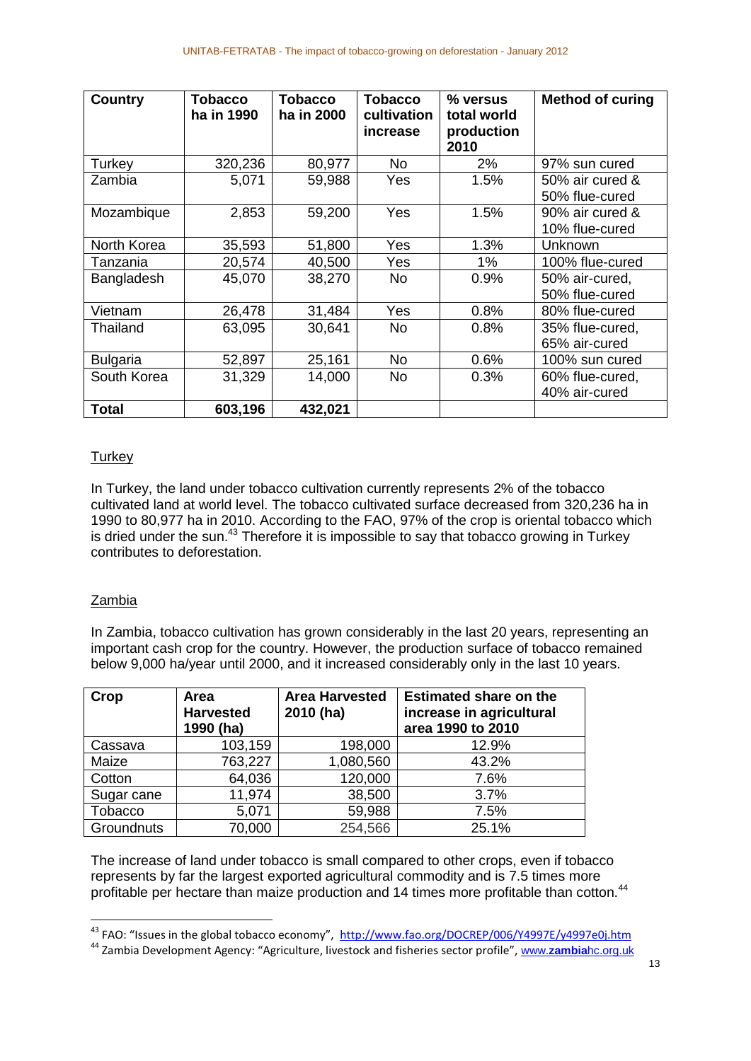| Country | Tobacco ha in 1990 | Tobacco ha in 2000 | Tobacco cultivation increase | % versus total world production 2010 | Method of curing |
|---|---|---|---|---|---|
| Turkey | 320,236 | 80,977 | No | 2% | 97% sun cured |
| Zambia | 5,071 | 59,988 | Yes | 1.5% | 50% air cured & 50% flue-cured |
| Mozambique | 2,853 | 59,200 | Yes | 1.5% | 90% air cured & 10% flue-cured |
| North Korea | 35,593 | 51,800 | Yes | 1.3% | Unknown |
| Tanzania | 20,574 | 40,500 | Yes | 1% | 100% flue-cured |
| Bangladesh | 45,070 | 38,270 | No | 0.9% | 50% air-cured, 50% flue-cured |
| Vietnam | 26,478 | 31,484 | Yes | 0.8% | 80% flue-cured |
| Thailand | 63,095 | 30,641 | No | 0.8% | 35% flue-cured, 65% air-cured |
| Bulgaria | 52,897 | 25,161 | No | 0.6% | 100% sun cured |
| South Korea | 31,329 | 14,000 | No | 0.3% | 60% flue-cured, 40% air-cured |
| **Total** | **603,196** | **432,021** | | | |

### Turkey

In Turkey, the land under tobacco cultivation currently represents 2% of the tobacco cultivated land at world level. The tobacco cultivated surface decreased from 320,236 ha in 1990 to 80,977 ha in 2010. According to the FAO, 97% of the crop is oriental tobacco which is dried under the sun.[43] Therefore it is impossible to say that tobacco growing in Turkey contributes to deforestation.

### Zambia

In Zambia, tobacco cultivation has grown considerably in the last 20 years, representing an important cash crop for the country. However, the production surface of tobacco remained below 9,000 ha/year until 2000, and it increased considerably only in the last 10 years.

| Crop | Area Harvested 1990 (ha) | Area Harvested 2010 (ha) | Estimated share on the increase in agricultural area 1990 to 2010 |
|---|---|---|---|
| Cassava | 103,159 | 198,000 | 12.9% |
| Maize | 763,227 | 1,080,560 | 43.2% |
| Cotton | 64,036 | 120,000 | 7.6% |
| Sugar cane | 11,974 | 38,500 | 3.7% |
| Tobacco | 5,071 | 59,988 | 7.5% |
| Groundnuts | 70,000 | 254,566 | 25.1% |

The increase of land under tobacco is small compared to other crops, even if tobacco represents by far the largest exported agricultural commodity and is 7.5 times more profitable per hectare than maize production and 14 times more profitable than cotton.[44]

---

[43] FAO: "Issues in the global tobacco economy", http://www.fao.org/DOCREP/006/Y4997E/y4997e0j.htm

[44] Zambia Development Agency: "Agriculture, livestock and fisheries sector profile", www.zambiahc.org.uk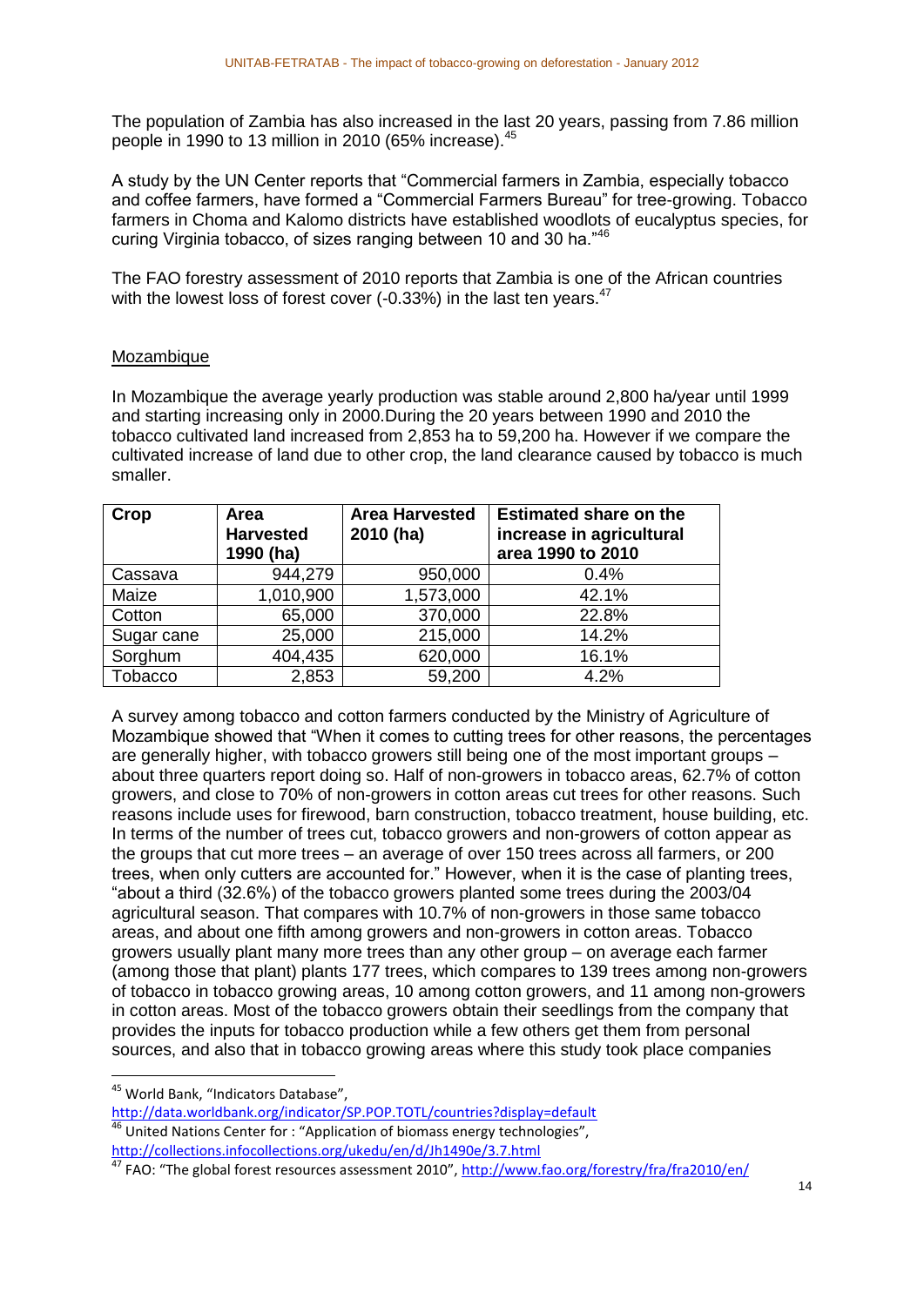The population of Zambia has also increased in the last 20 years, passing from 7.86 million people in 1990 to 13 million in 2010 (65% increase).[45]

A study by the UN Center reports that "Commercial farmers in Zambia, especially tobacco and coffee farmers, have formed a "Commercial Farmers Bureau" for tree-growing. Tobacco farmers in Choma and Kalomo districts have established woodlots of eucalyptus species, for curing Virginia tobacco, of sizes ranging between 10 and 30 ha."[46]

The FAO forestry assessment of 2010 reports that Zambia is one of the African countries with the lowest loss of forest cover (-0.33%) in the last ten years.[47]

Mozambique

In Mozambique the average yearly production was stable around 2,800 ha/year until 1999 and starting increasing only in 2000.During the 20 years between 1990 and 2010 the tobacco cultivated land increased from 2,853 ha to 59,200 ha. However if we compare the cultivated increase of land due to other crop, the land clearance caused by tobacco is much smaller.

| Crop | Area Harvested 1990 (ha) | Area Harvested 2010 (ha) | Estimated share on the increase in agricultural area 1990 to 2010 |
|---|---|---|---|
| Cassava | 944,279 | 950,000 | 0.4% |
| Maize | 1,010,900 | 1,573,000 | 42.1% |
| Cotton | 65,000 | 370,000 | 22.8% |
| Sugar cane | 25,000 | 215,000 | 14.2% |
| Sorghum | 404,435 | 620,000 | 16.1% |
| Tobacco | 2,853 | 59,200 | 4.2% |

A survey among tobacco and cotton farmers conducted by the Ministry of Agriculture of Mozambique showed that "When it comes to cutting trees for other reasons, the percentages are generally higher, with tobacco growers still being one of the most important groups – about three quarters report doing so. Half of non-growers in tobacco areas, 62.7% of cotton growers, and close to 70% of non-growers in cotton areas cut trees for other reasons. Such reasons include uses for firewood, barn construction, tobacco treatment, house building, etc. In terms of the number of trees cut, tobacco growers and non-growers of cotton appear as the groups that cut more trees – an average of over 150 trees across all farmers, or 200 trees, when only cutters are accounted for." However, when it is the case of planting trees, "about a third (32.6%) of the tobacco growers planted some trees during the 2003/04 agricultural season. That compares with 10.7% of non-growers in those same tobacco areas, and about one fifth among growers and non-growers in cotton areas. Tobacco growers usually plant many more trees than any other group – on average each farmer (among those that plant) plants 177 trees, which compares to 139 trees among non-growers of tobacco in tobacco growing areas, 10 among cotton growers, and 11 among non-growers in cotton areas. Most of the tobacco growers obtain their seedlings from the company that provides the inputs for tobacco production while a few others get them from personal sources, and also that in tobacco growing areas where this study took place companies

---

[45] World Bank, "Indicators Database", http://data.worldbank.org/indicator/SP.POP.TOTL/countries?display=default

[46] United Nations Center for : "Application of biomass energy technologies", http://collections.infocollections.org/ukedu/en/d/Jh1490e/3.7.html

[47] FAO: "The global forest resources assessment 2010", http://www.fao.org/forestry/fra/fra2010/en/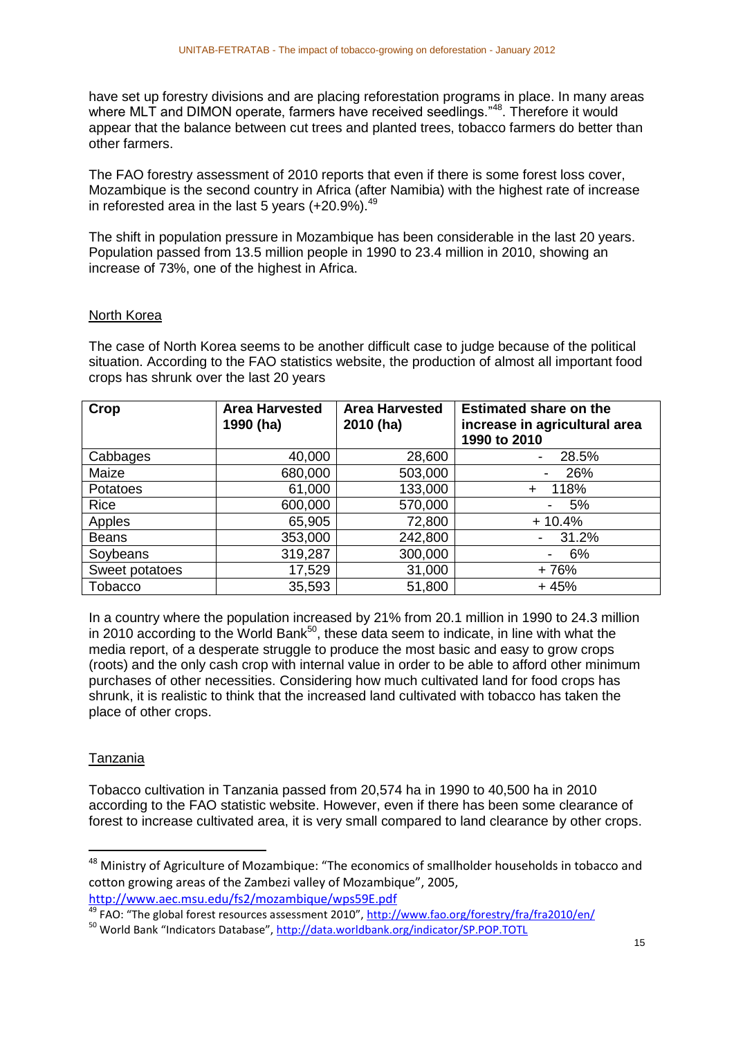have set up forestry divisions and are placing reforestation programs in place. In many areas where MLT and DIMON operate, farmers have received seedlings."[48]. Therefore it would appear that the balance between cut trees and planted trees, tobacco farmers do better than other farmers.

The FAO forestry assessment of 2010 reports that even if there is some forest loss cover, Mozambique is the second country in Africa (after Namibia) with the highest rate of increase in reforested area in the last 5 years (+20.9%).[49]

The shift in population pressure in Mozambique has been considerable in the last 20 years. Population passed from 13.5 million people in 1990 to 23.4 million in 2010, showing an increase of 73%, one of the highest in Africa.

North Korea

The case of North Korea seems to be another difficult case to judge because of the political situation. According to the FAO statistics website, the production of almost all important food crops has shrunk over the last 20 years

| Crop | Area Harvested 1990 (ha) | Area Harvested 2010 (ha) | Estimated share on the increase in agricultural area 1990 to 2010 |
|---|---|---|---|
| Cabbages | 40,000 | 28,600 | - 28.5% |
| Maize | 680,000 | 503,000 | - 26% |
| Potatoes | 61,000 | 133,000 | + 118% |
| Rice | 600,000 | 570,000 | - 5% |
| Apples | 65,905 | 72,800 | + 10.4% |
| Beans | 353,000 | 242,800 | - 31.2% |
| Soybeans | 319,287 | 300,000 | - 6% |
| Sweet potatoes | 17,529 | 31,000 | + 76% |
| Tobacco | 35,593 | 51,800 | + 45% |

In a country where the population increased by 21% from 20.1 million in 1990 to 24.3 million in 2010 according to the World Bank[50], these data seem to indicate, in line with what the media report, of a desperate struggle to produce the most basic and easy to grow crops (roots) and the only cash crop with internal value in order to be able to afford other minimum purchases of other necessities. Considering how much cultivated land for food crops has shrunk, it is realistic to think that the increased land cultivated with tobacco has taken the place of other crops.

Tanzania

Tobacco cultivation in Tanzania passed from 20,574 ha in 1990 to 40,500 ha in 2010 according to the FAO statistic website. However, even if there has been some clearance of forest to increase cultivated area, it is very small compared to land clearance by other crops.

---

[48] Ministry of Agriculture of Mozambique: "The economics of smallholder households in tobacco and cotton growing areas of the Zambezi valley of Mozambique", 2005, http://www.aec.msu.edu/fs2/mozambique/wps59E.pdf

[49] FAO: "The global forest resources assessment 2010", http://www.fao.org/forestry/fra/fra2010/en/

[50] World Bank "Indicators Database", http://data.worldbank.org/indicator/SP.POP.TOTL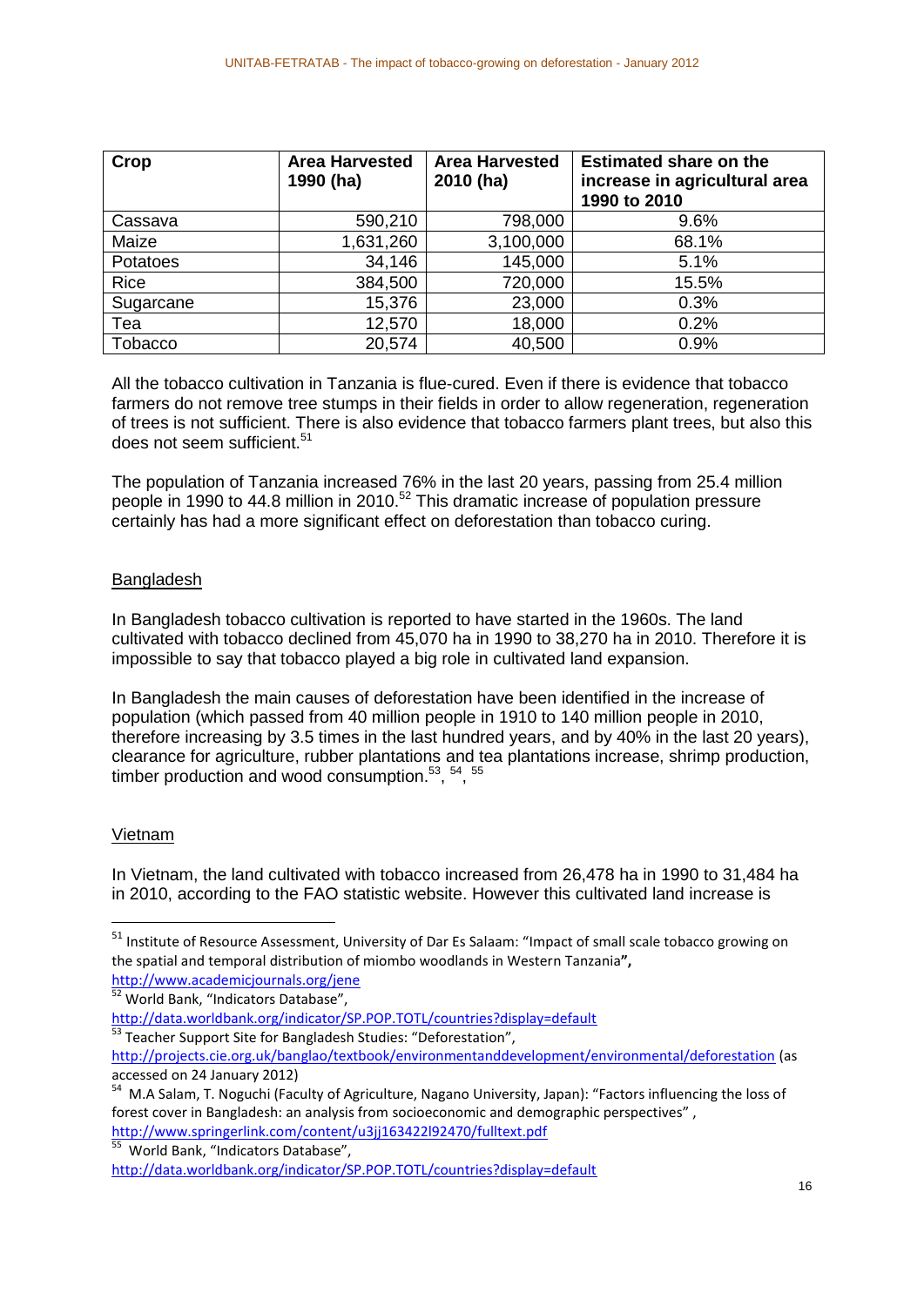| Crop | Area Harvested 1990 (ha) | Area Harvested 2010 (ha) | Estimated share on the increase in agricultural area 1990 to 2010 |
|---|---|---|---|
| Cassava | 590,210 | 798,000 | 9.6% |
| Maize | 1,631,260 | 3,100,000 | 68.1% |
| Potatoes | 34,146 | 145,000 | 5.1% |
| Rice | 384,500 | 720,000 | 15.5% |
| Sugarcane | 15,376 | 23,000 | 0.3% |
| Tea | 12,570 | 18,000 | 0.2% |
| Tobacco | 20,574 | 40,500 | 0.9% |

All the tobacco cultivation in Tanzania is flue-cured. Even if there is evidence that tobacco farmers do not remove tree stumps in their fields in order to allow regeneration, regeneration of trees is not sufficient. There is also evidence that tobacco farmers plant trees, but also this does not seem sufficient.[51]

The population of Tanzania increased 76% in the last 20 years, passing from 25.4 million people in 1990 to 44.8 million in 2010.[52] This dramatic increase of population pressure certainly has had a more significant effect on deforestation than tobacco curing.

## Bangladesh

In Bangladesh tobacco cultivation is reported to have started in the 1960s. The land cultivated with tobacco declined from 45,070 ha in 1990 to 38,270 ha in 2010. Therefore it is impossible to say that tobacco played a big role in cultivated land expansion.

In Bangladesh the main causes of deforestation have been identified in the increase of population (which passed from 40 million people in 1910 to 140 million people in 2010, therefore increasing by 3.5 times in the last hundred years, and by 40% in the last 20 years), clearance for agriculture, rubber plantations and tea plantations increase, shrimp production, timber production and wood consumption.[53], [54], [55]

## Vietnam

In Vietnam, the land cultivated with tobacco increased from 26,478 ha in 1990 to 31,484 ha in 2010, according to the FAO statistic website. However this cultivated land increase is

---

[51] Institute of Resource Assessment, University of Dar Es Salaam: "Impact of small scale tobacco growing on the spatial and temporal distribution of miombo woodlands in Western Tanzania**",** http://www.academicjournals.org/jene

[52] World Bank, "Indicators Database", http://data.worldbank.org/indicator/SP.POP.TOTL/countries?display=default

[53] Teacher Support Site for Bangladesh Studies: "Deforestation", http://projects.cie.org.uk/banglao/textbook/environmentanddevelopment/environmental/deforestation (as accessed on 24 January 2012)

[54] M.A Salam, T. Noguchi (Faculty of Agriculture, Nagano University, Japan): "Factors influencing the loss of forest cover in Bangladesh: an analysis from socioeconomic and demographic perspectives" , http://www.springerlink.com/content/u3jj163422l92470/fulltext.pdf

[55] World Bank, "Indicators Database", http://data.worldbank.org/indicator/SP.POP.TOTL/countries?display=default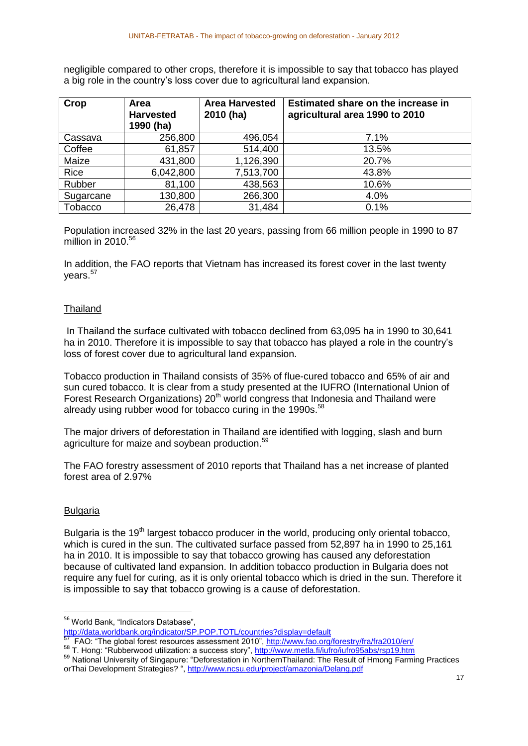negligible compared to other crops, therefore it is impossible to say that tobacco has played a big role in the country's loss cover due to agricultural land expansion.

| Crop | Area Harvested 1990 (ha) | Area Harvested 2010 (ha) | Estimated share on the increase in agricultural area 1990 to 2010 |
|---|---|---|---|
| Cassava | 256,800 | 496,054 | 7.1% |
| Coffee | 61,857 | 514,400 | 13.5% |
| Maize | 431,800 | 1,126,390 | 20.7% |
| Rice | 6,042,800 | 7,513,700 | 43.8% |
| Rubber | 81,100 | 438,563 | 10.6% |
| Sugarcane | 130,800 | 266,300 | 4.0% |
| Tobacco | 26,478 | 31,484 | 0.1% |

Population increased 32% in the last 20 years, passing from 66 million people in 1990 to 87 million in 2010.[56]

In addition, the FAO reports that Vietnam has increased its forest cover in the last twenty years.[57]

## Thailand

In Thailand the surface cultivated with tobacco declined from 63,095 ha in 1990 to 30,641 ha in 2010. Therefore it is impossible to say that tobacco has played a role in the country's loss of forest cover due to agricultural land expansion.

Tobacco production in Thailand consists of 35% of flue-cured tobacco and 65% of air and sun cured tobacco. It is clear from a study presented at the IUFRO (International Union of Forest Research Organizations) 20th world congress that Indonesia and Thailand were already using rubber wood for tobacco curing in the 1990s.[58]

The major drivers of deforestation in Thailand are identified with logging, slash and burn agriculture for maize and soybean production.[59]

The FAO forestry assessment of 2010 reports that Thailand has a net increase of planted forest area of 2.97%

## Bulgaria

Bulgaria is the 19th largest tobacco producer in the world, producing only oriental tobacco, which is cured in the sun. The cultivated surface passed from 52,897 ha in 1990 to 25,161 ha in 2010. It is impossible to say that tobacco growing has caused any deforestation because of cultivated land expansion. In addition tobacco production in Bulgaria does not require any fuel for curing, as it is only oriental tobacco which is dried in the sun. Therefore it is impossible to say that tobacco growing is a cause of deforestation.

---

[56] World Bank, "Indicators Database", http://data.worldbank.org/indicator/SP.POP.TOTL/countries?display=default

[57] FAO: "The global forest resources assessment 2010", http://www.fao.org/forestry/fra/fra2010/en/

[58] T. Hong: "Rubberwood utilization: a success story", http://www.metla.fi/iufro/iufro95abs/rsp19.htm

[59] National University of Singapure: "Deforestation in NorthernThailand: The Result of Hmong Farming Practices orThai Development Strategies? ", http://www.ncsu.edu/project/amazonia/Delang.pdf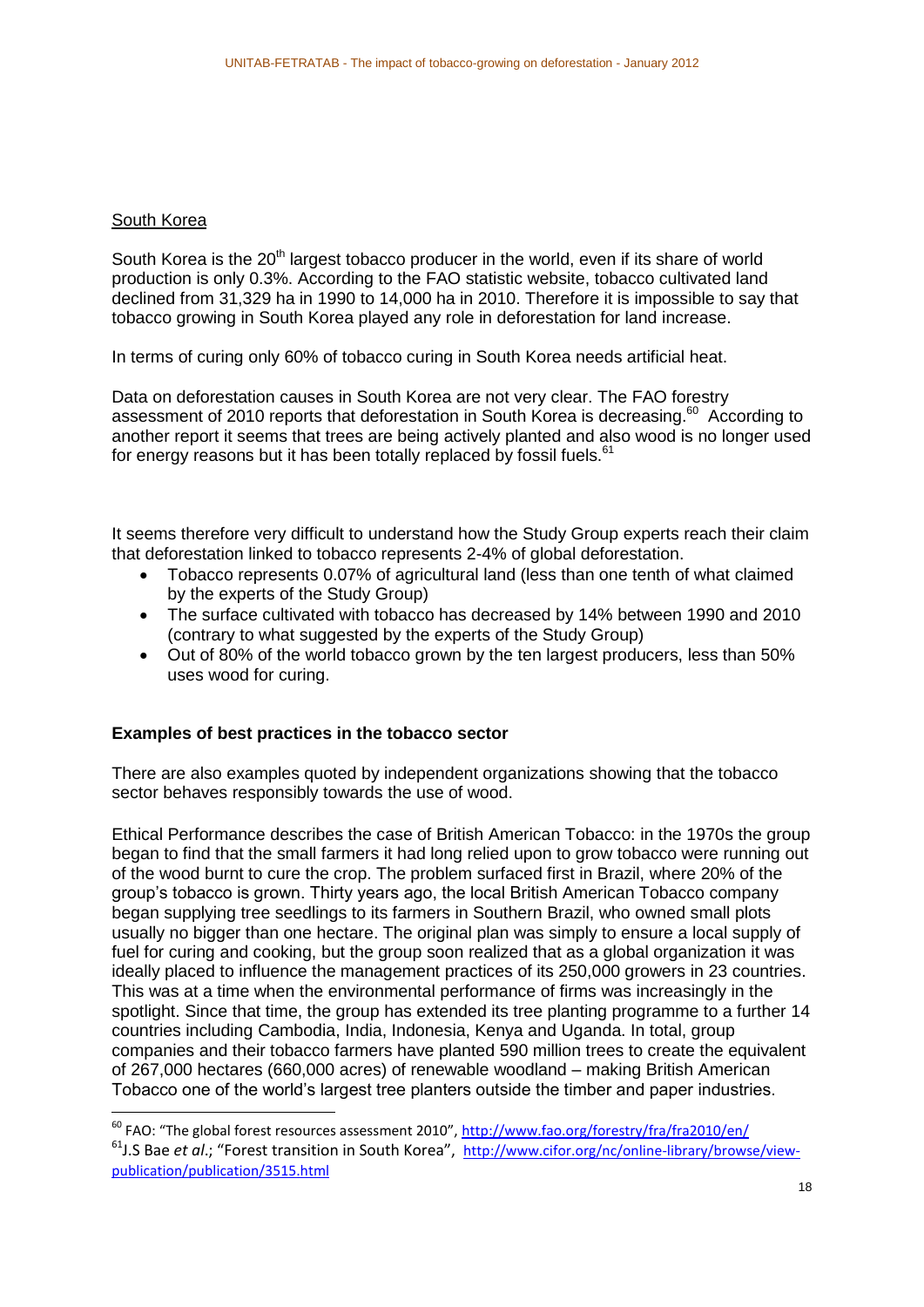<u>South Korea</u>

South Korea is the 20th largest tobacco producer in the world, even if its share of world production is only 0.3%. According to the FAO statistic website, tobacco cultivated land declined from 31,329 ha in 1990 to 14,000 ha in 2010. Therefore it is impossible to say that tobacco growing in South Korea played any role in deforestation for land increase.

In terms of curing only 60% of tobacco curing in South Korea needs artificial heat.

Data on deforestation causes in South Korea are not very clear. The FAO forestry assessment of 2010 reports that deforestation in South Korea is decreasing.[60] According to another report it seems that trees are being actively planted and also wood is no longer used for energy reasons but it has been totally replaced by fossil fuels.[61]

It seems therefore very difficult to understand how the Study Group experts reach their claim that deforestation linked to tobacco represents 2-4% of global deforestation.

- Tobacco represents 0.07% of agricultural land (less than one tenth of what claimed by the experts of the Study Group)
- The surface cultivated with tobacco has decreased by 14% between 1990 and 2010 (contrary to what suggested by the experts of the Study Group)
- Out of 80% of the world tobacco grown by the ten largest producers, less than 50% uses wood for curing.

**Examples of best practices in the tobacco sector**

There are also examples quoted by independent organizations showing that the tobacco sector behaves responsibly towards the use of wood.

Ethical Performance describes the case of British American Tobacco: in the 1970s the group began to find that the small farmers it had long relied upon to grow tobacco were running out of the wood burnt to cure the crop. The problem surfaced first in Brazil, where 20% of the group's tobacco is grown. Thirty years ago, the local British American Tobacco company began supplying tree seedlings to its farmers in Southern Brazil, who owned small plots usually no bigger than one hectare. The original plan was simply to ensure a local supply of fuel for curing and cooking, but the group soon realized that as a global organization it was ideally placed to influence the management practices of its 250,000 growers in 23 countries. This was at a time when the environmental performance of firms was increasingly in the spotlight. Since that time, the group has extended its tree planting programme to a further 14 countries including Cambodia, India, Indonesia, Kenya and Uganda. In total, group companies and their tobacco farmers have planted 590 million trees to create the equivalent of 267,000 hectares (660,000 acres) of renewable woodland – making British American Tobacco one of the world's largest tree planters outside the timber and paper industries.

---

[60] FAO: "The global forest resources assessment 2010", http://www.fao.org/forestry/fra/fra2010/en/

[61] J.S Bae *et al*.; "Forest transition in South Korea", http://www.cifor.org/nc/online-library/browse/view-publication/publication/3515.html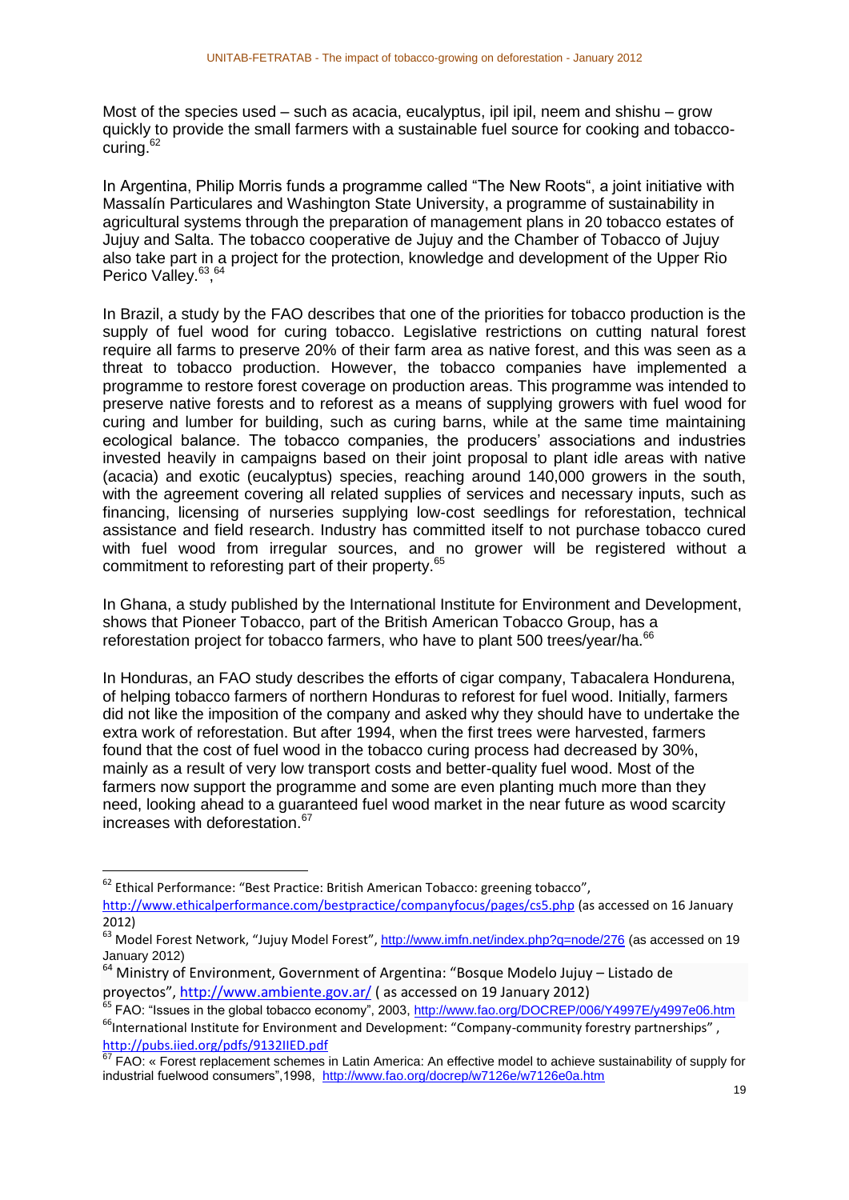Most of the species used – such as acacia, eucalyptus, ipil ipil, neem and shishu – grow quickly to provide the small farmers with a sustainable fuel source for cooking and tobacco-curing.[62]

In Argentina, Philip Morris funds a programme called "The New Roots", a joint initiative with Massalín Particulares and Washington State University, a programme of sustainability in agricultural systems through the preparation of management plans in 20 tobacco estates of Jujuy and Salta. The tobacco cooperative de Jujuy and the Chamber of Tobacco of Jujuy also take part in a project for the protection, knowledge and development of the Upper Rio Perico Valley.[63],[64]

In Brazil, a study by the FAO describes that one of the priorities for tobacco production is the supply of fuel wood for curing tobacco. Legislative restrictions on cutting natural forest require all farms to preserve 20% of their farm area as native forest, and this was seen as a threat to tobacco production. However, the tobacco companies have implemented a programme to restore forest coverage on production areas. This programme was intended to preserve native forests and to reforest as a means of supplying growers with fuel wood for curing and lumber for building, such as curing barns, while at the same time maintaining ecological balance. The tobacco companies, the producers' associations and industries invested heavily in campaigns based on their joint proposal to plant idle areas with native (acacia) and exotic (eucalyptus) species, reaching around 140,000 growers in the south, with the agreement covering all related supplies of services and necessary inputs, such as financing, licensing of nurseries supplying low-cost seedlings for reforestation, technical assistance and field research. Industry has committed itself to not purchase tobacco cured with fuel wood from irregular sources, and no grower will be registered without a commitment to reforesting part of their property.[65]

In Ghana, a study published by the International Institute for Environment and Development, shows that Pioneer Tobacco, part of the British American Tobacco Group, has a reforestation project for tobacco farmers, who have to plant 500 trees/year/ha.[66]

In Honduras, an FAO study describes the efforts of cigar company, Tabacalera Hondurena, of helping tobacco farmers of northern Honduras to reforest for fuel wood. Initially, farmers did not like the imposition of the company and asked why they should have to undertake the extra work of reforestation. But after 1994, when the first trees were harvested, farmers found that the cost of fuel wood in the tobacco curing process had decreased by 30%, mainly as a result of very low transport costs and better-quality fuel wood. Most of the farmers now support the programme and some are even planting much more than they need, looking ahead to a guaranteed fuel wood market in the near future as wood scarcity increases with deforestation.[67]

---

[62] Ethical Performance: "Best Practice: British American Tobacco: greening tobacco", http://www.ethicalperformance.com/bestpractice/companyfocus/pages/cs5.php (as accessed on 16 January 2012)

[63] Model Forest Network, "Jujuy Model Forest", http://www.imfn.net/index.php?q=node/276 (as accessed on 19 January 2012)

[64] Ministry of Environment, Government of Argentina: "Bosque Modelo Jujuy – Listado de proyectos", http://www.ambiente.gov.ar/ ( as accessed on 19 January 2012)

[65] FAO: "Issues in the global tobacco economy", 2003, http://www.fao.org/DOCREP/006/Y4997E/y4997e06.htm

[66] International Institute for Environment and Development: "Company-community forestry partnerships" , http://pubs.iied.org/pdfs/9132IIED.pdf

[67] FAO: « Forest replacement schemes in Latin America: An effective model to achieve sustainability of supply for industrial fuelwood consumers",1998, http://www.fao.org/docrep/w7126e/w7126e0a.htm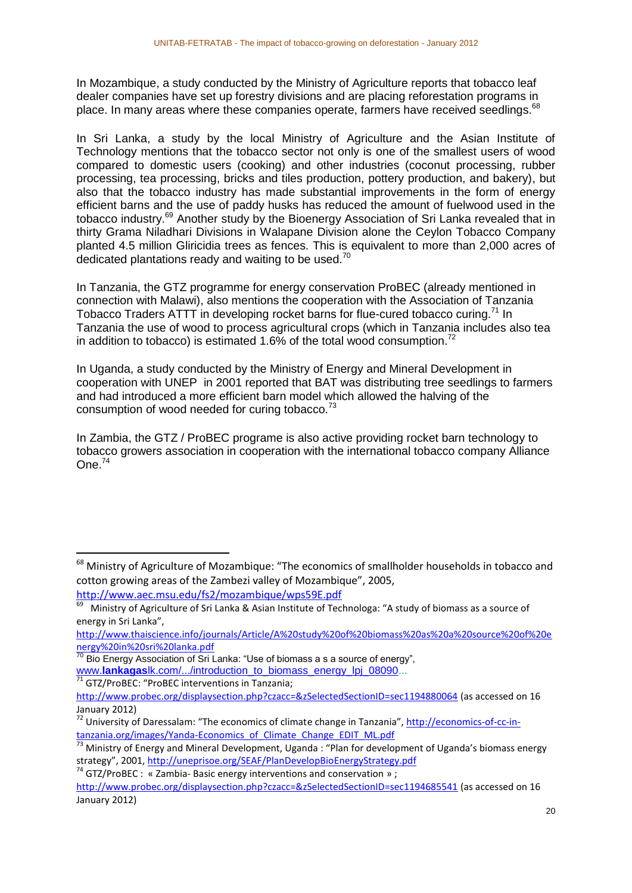In Mozambique, a study conducted by the Ministry of Agriculture reports that tobacco leaf dealer companies have set up forestry divisions and are placing reforestation programs in place. In many areas where these companies operate, farmers have received seedlings.[68]

In Sri Lanka, a study by the local Ministry of Agriculture and the Asian Institute of Technology mentions that the tobacco sector not only is one of the smallest users of wood compared to domestic users (cooking) and other industries (coconut processing, rubber processing, tea processing, bricks and tiles production, pottery production, and bakery), but also that the tobacco industry has made substantial improvements in the form of energy efficient barns and the use of paddy husks has reduced the amount of fuelwood used in the tobacco industry.[69] Another study by the Bioenergy Association of Sri Lanka revealed that in thirty Grama Niladhari Divisions in Walapane Division alone the Ceylon Tobacco Company planted 4.5 million Gliricidia trees as fences. This is equivalent to more than 2,000 acres of dedicated plantations ready and waiting to be used.[70]

In Tanzania, the GTZ programme for energy conservation ProBEC (already mentioned in connection with Malawi), also mentions the cooperation with the Association of Tanzania Tobacco Traders ATTT in developing rocket barns for flue-cured tobacco curing.[71] In Tanzania the use of wood to process agricultural crops (which in Tanzania includes also tea in addition to tobacco) is estimated 1.6% of the total wood consumption.[72]

In Uganda, a study conducted by the Ministry of Energy and Mineral Development in cooperation with UNEP in 2001 reported that BAT was distributing tree seedlings to farmers and had introduced a more efficient barn model which allowed the halving of the consumption of wood needed for curing tobacco.[73]

In Zambia, the GTZ / ProBEC programe is also active providing rocket barn technology to tobacco growers association in cooperation with the international tobacco company Alliance One.[74]

---

[68] Ministry of Agriculture of Mozambique: "The economics of smallholder households in tobacco and cotton growing areas of the Zambezi valley of Mozambique", 2005, http://www.aec.msu.edu/fs2/mozambique/wps59E.pdf

[69] Ministry of Agriculture of Sri Lanka & Asian Institute of Technologa: "A study of biomass as a source of energy in Sri Lanka", http://www.thaiscience.info/journals/Article/A%20study%20of%20biomass%20as%20a%20source%20of%20energy%20in%20sri%20lanka.pdf

[70] Bio Energy Association of Sri Lanka: "Use of biomass a s a source of energy", www.**lankagas**lk.com/.../introduction_to_biomass_energy_lpj_08090...

[71] GTZ/ProBEC: "ProBEC interventions in Tanzania; http://www.probec.org/displaysection.php?czacc=&zSelectedSectionID=sec1194880064 (as accessed on 16 January 2012)

[72] University of Daressalam: "The economics of climate change in Tanzania", http://economics-of-cc-in-tanzania.org/images/Yanda-Economics_of_Climate_Change_EDIT_ML.pdf

[73] Ministry of Energy and Mineral Development, Uganda : "Plan for development of Uganda's biomass energy strategy", 2001, http://uneprisoe.org/SEAF/PlanDevelopBioEnergyStrategy.pdf

[74] GTZ/ProBEC : « Zambia- Basic energy interventions and conservation » ; http://www.probec.org/displaysection.php?czacc=&zSelectedSectionID=sec1194685541 (as accessed on 16 January 2012)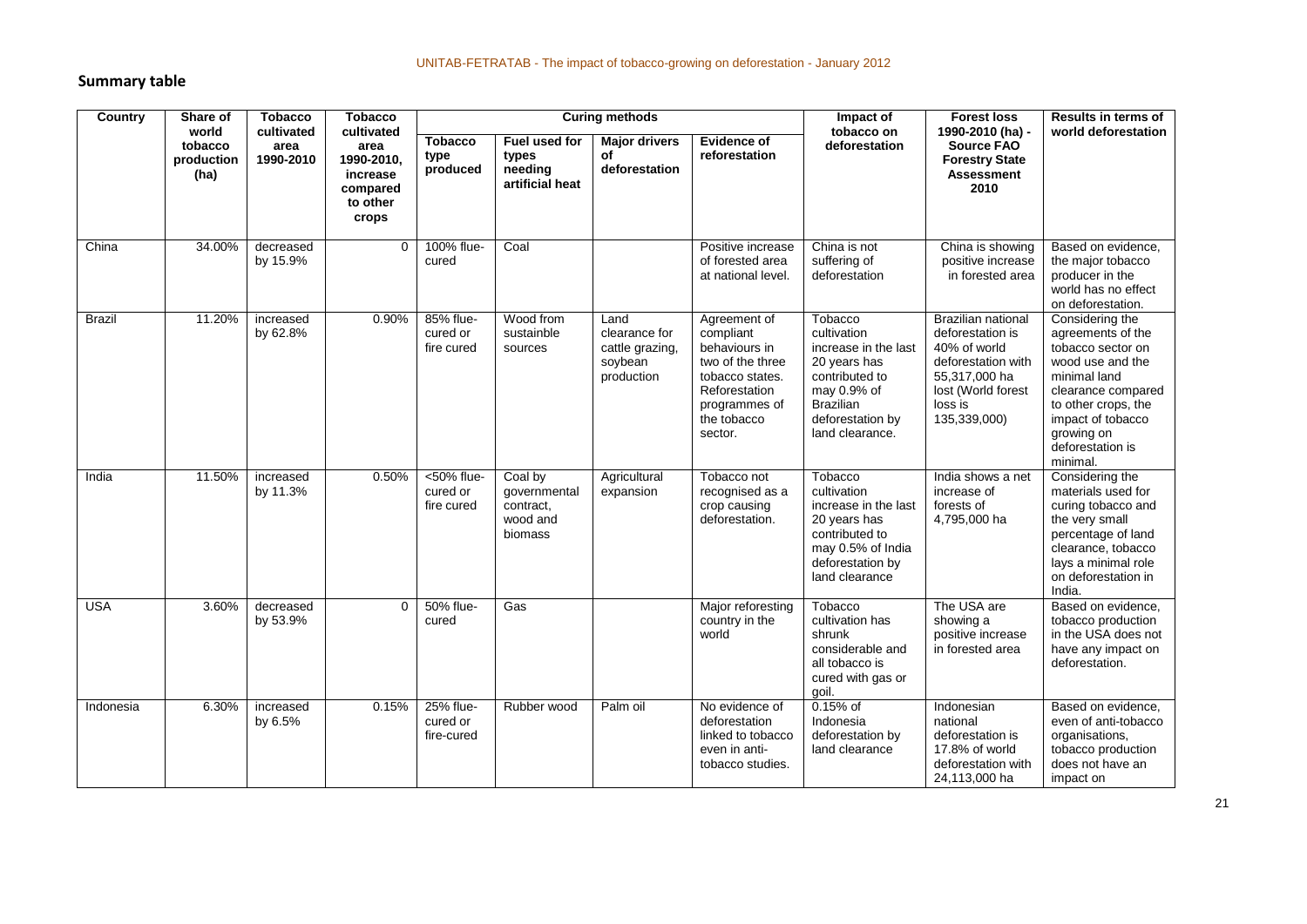## Summary table

| Country | Share of world tobacco production (ha) | Tobacco cultivated area 1990-2010 | Tobacco cultivated area 1990-2010, increase compared to other crops | Curing methods | | | | Impact of tobacco on deforestation | Forest loss 1990-2010 (ha) - Source FAO Forestry State Assessment 2010 | Results in terms of world deforestation |
|---|---|---|---|---|---|---|---|---|---|---|
| | | | | Tobacco type produced | Fuel used for types needing artificial heat | Major drivers of deforestation | Evidence of reforestation | | | |
| China | 34.00% | decreased by 15.9% | 0 | 100% flue-cured | Coal | | Positive increase of forested area at national level. | China is not suffering of deforestation | China is showing positive increase in forested area | Based on evidence, the major tobacco producer in the world has no effect on deforestation. |
| Brazil | 11.20% | increased by 62.8% | 0.90% | 85% flue-cured or fire cured | Wood from sustainble sources | Land clearance for cattle grazing, soybean production | Agreement of compliant behaviours in two of the three tobacco states. Reforestation programmes of the tobacco sector. | Tobacco cultivation increase in the last 20 years has contributed to may 0.9% of Brazilian deforestation by land clearance. | Brazilian national deforestation is 40% of world deforestation with 55,317,000 ha lost (World forest loss is 135,339,000) | Considering the agreements of the tobacco sector on wood use and the minimal land clearance compared to other crops, the impact of tobacco growing on deforestation is minimal. |
| India | 11.50% | increased by 11.3% | 0.50% | <50% flue-cured or fire cured | Coal by governmental contract, wood and biomass | Agricultural expansion | Tobacco not recognised as a crop causing deforestation. | Tobacco cultivation increase in the last 20 years has contributed to may 0.5% of India deforestation by land clearance | India shows a net increase of forests of 4,795,000 ha | Considering the materials used for curing tobacco and the very small percentage of land clearance, tobacco lays a minimal role on deforestation in India. |
| USA | 3.60% | decreased by 53.9% | 0 | 50% flue-cured | Gas | | Major reforesting country in the world | Tobacco cultivation has shrunk considerable and all tobacco is cured with gas or goil. | The USA are showing a positive increase in forested area | Based on evidence, tobacco production in the USA does not have any impact on deforestation. |
| Indonesia | 6.30% | increased by 6.5% | 0.15% | 25% flue-cured or fire-cured | Rubber wood | Palm oil | No evidence of deforestation linked to tobacco even in anti-tobacco studies. | 0.15% of Indonesia deforestation by land clearance | Indonesian national deforestation is 17.8% of world deforestation with 24,113,000 ha | Based on evidence, even of anti-tobacco organisations, tobacco production does not have an impact on |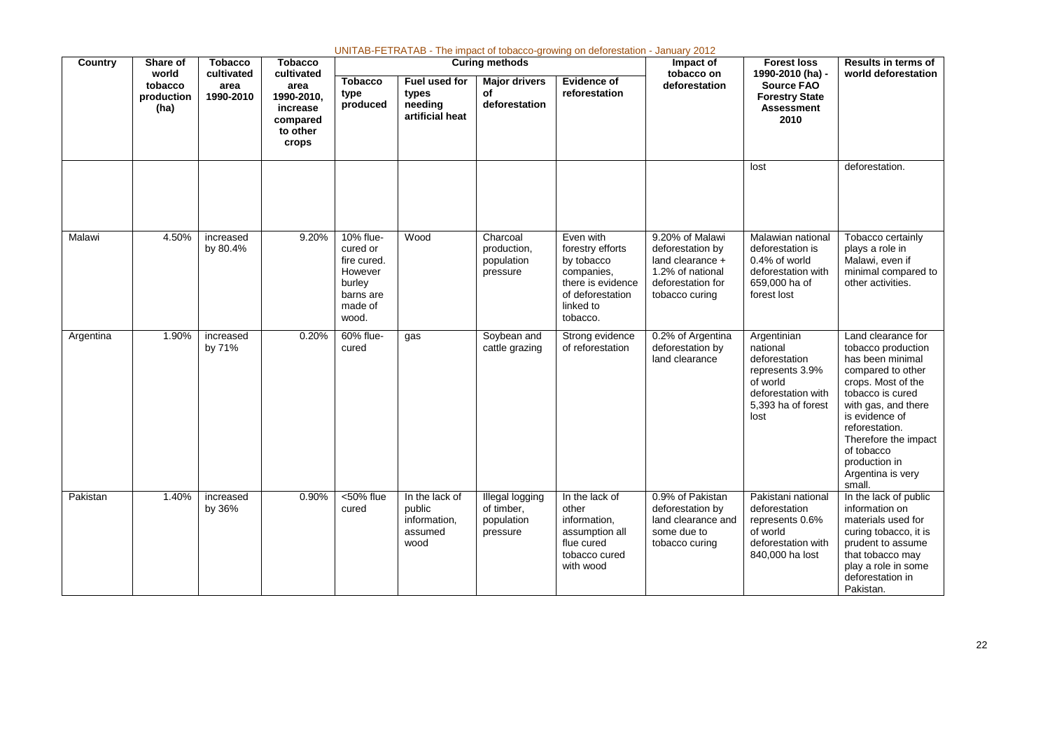UNITAB-FETRATAB - The impact of tobacco-growing on deforestation - January 2012

| Country | Share of world tobacco production (ha) | Tobacco cultivated area 1990-2010 | Tobacco cultivated area 1990-2010, increase compared to other crops | Curing methods | | | | Impact of tobacco on deforestation | Forest loss 1990-2010 (ha) - Source FAO Forestry State Assessment 2010 | Results in terms of world deforestation |
|---|---|---|---|---|---|---|---|---|---|---|
| | | | | Tobacco type produced | Fuel used for types needing artificial heat | Major drivers of deforestation | Evidence of reforestation | | | |
| | | | | | | | | | lost | deforestation. |
| Malawi | 4.50% | increased by 80.4% | 9.20% | 10% flue-cured or fire cured. However burley barns are made of wood. | Wood | Charcoal production, population pressure | Even with forestry efforts by tobacco companies, there is evidence of deforestation linked to tobacco. | 9.20% of Malawi deforestation by land clearance + 1.2% of national deforestation for tobacco curing | Malawian national deforestation is 0.4% of world deforestation with 659,000 ha of forest lost | Tobacco certainly plays a role in Malawi, even if minimal compared to other activities. |
| Argentina | 1.90% | increased by 71% | 0.20% | 60% flue-cured | gas | Soybean and cattle grazing | Strong evidence of reforestation | 0.2% of Argentina deforestation by land clearance | Argentinian national deforestation represents 3.9% of world deforestation with 5,393 ha of forest lost | Land clearance for tobacco production has been minimal compared to other crops. Most of the tobacco is cured with gas, and there is evidence of reforestation. Therefore the impact of tobacco production in Argentina is very small. |
| Pakistan | 1.40% | increased by 36% | 0.90% | <50% flue cured | In the lack of public information, assumed wood | Illegal logging of timber, population pressure | In the lack of other information, assumption all flue cured tobacco cured with wood | 0.9% of Pakistan deforestation by land clearance and some due to tobacco curing | Pakistani national deforestation represents 0.6% of world deforestation with 840,000 ha lost | In the lack of public information on materials used for curing tobacco, it is prudent to assume that tobacco may play a role in some deforestation in Pakistan. |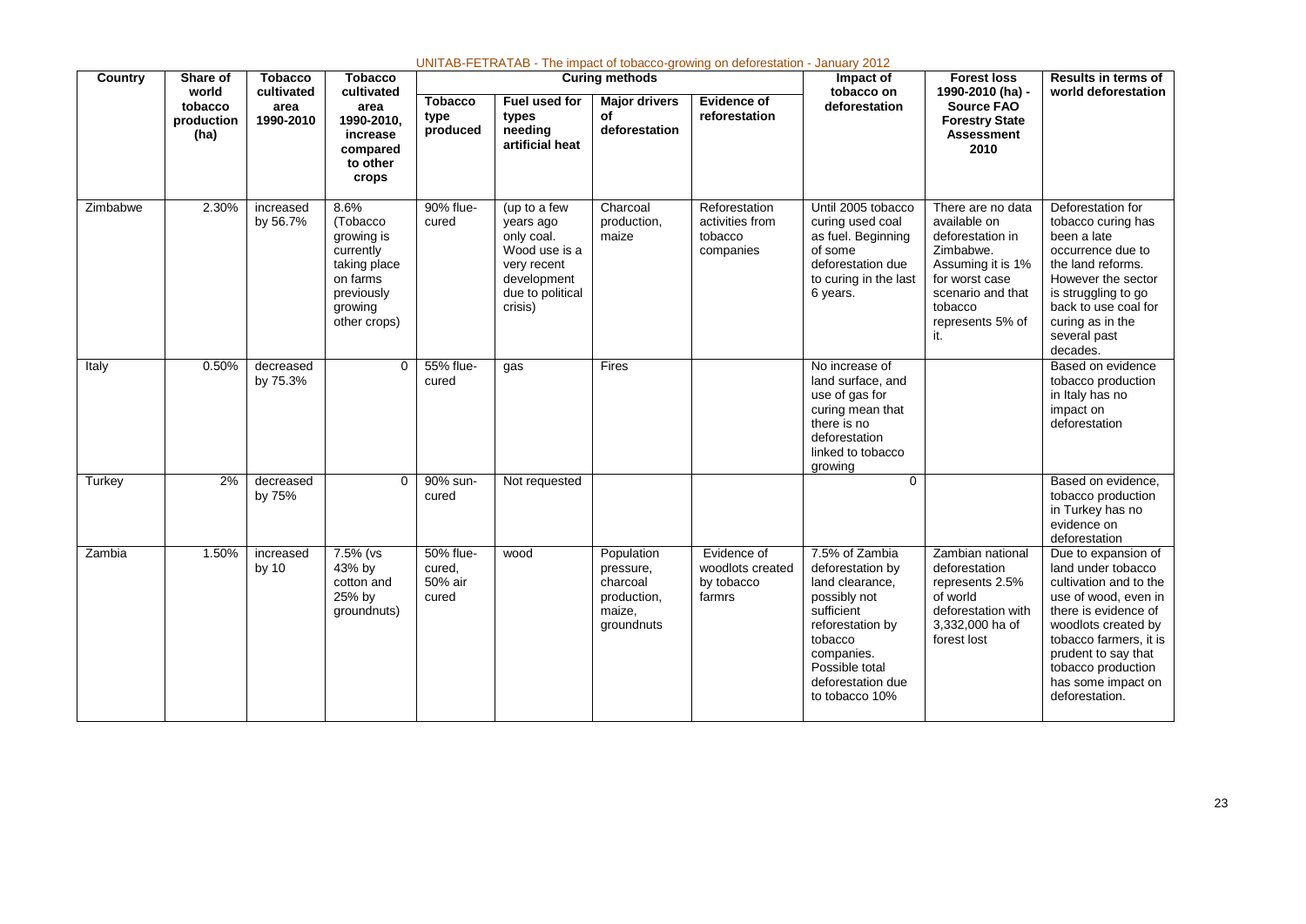UNITAB-FETRATAB - The impact of tobacco-growing on deforestation - January 2012

| Country | Share of world tobacco production (ha) | Tobacco cultivated area 1990-2010 | Tobacco cultivated area 1990-2010, increase compared to other crops | Curing methods | | | | Impact of tobacco on deforestation | Forest loss 1990-2010 (ha) - Source FAO Forestry State Assessment 2010 | Results in terms of world deforestation |
|---|---|---|---|---|---|---|---|---|---|---|
| | | | | Tobacco type produced | Fuel used for types needing artificial heat | Major drivers of deforestation | Evidence of reforestation | | | |
| Zimbabwe | 2.30% | increased by 56.7% | 8.6% (Tobacco growing is currently taking place on farms previously growing other crops) | 90% flue-cured | (up to a few years ago only coal. Wood use is a very recent development due to political crisis) | Charcoal production, maize | Reforestation activities from tobacco companies | Until 2005 tobacco curing used coal as fuel. Beginning of some deforestation due to curing in the last 6 years. | There are no data available on deforestation in Zimbabwe. Assuming it is 1% for worst case scenario and that tobacco represents 5% of it. | Deforestation for tobacco curing has been a late occurrence due to the land reforms. However the sector is struggling to go back to use coal for curing as in the several past decades. |
| Italy | 0.50% | decreased by 75.3% | 0 | 55% flue-cured | gas | Fires | | No increase of land surface, and use of gas for curing mean that there is no deforestation linked to tobacco growing | | Based on evidence tobacco production in Italy has no impact on deforestation |
| Turkey | 2% | decreased by 75% | 0 | 90% sun-cured | Not requested | | | 0 | | Based on evidence, tobacco production in Turkey has no evidence on deforestation |
| Zambia | 1.50% | increased by 10 | 7.5% (vs 43% by cotton and 25% by groundnuts) | 50% flue-cured, 50% air cured | wood | Population pressure, charcoal production, maize, groundnuts | Evidence of woodlots created by tobacco farmrs | 7.5% of Zambia deforestation by land clearance, possibly not sufficient reforestation by tobacco companies. Possible total deforestation due to tobacco 10% | Zambian national deforestation represents 2.5% of world deforestation with 3,332,000 ha of forest lost | Due to expansion of land under tobacco cultivation and to the use of wood, even in there is evidence of woodlots created by tobacco farmers, it is prudent to say that tobacco production has some impact on deforestation. |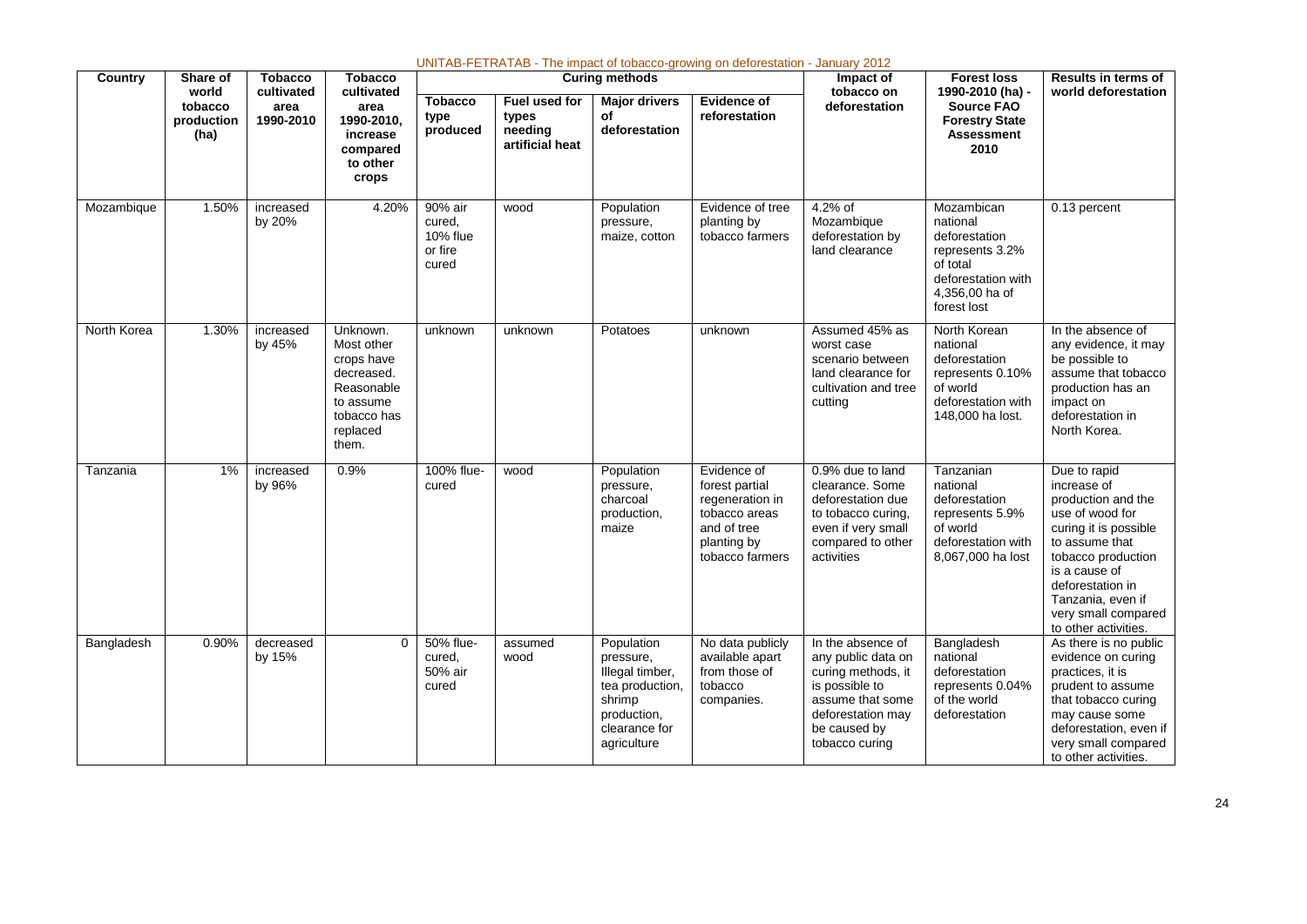UNITAB-FETRATAB - The impact of tobacco-growing on deforestation - January 2012

| Country | Share of world tobacco production (ha) | Tobacco cultivated area 1990-2010 | Tobacco cultivated area 1990-2010, increase compared to other crops | Curing methods | | | | Impact of tobacco on deforestation | Forest loss 1990-2010 (ha) - Source FAO Forestry State Assessment 2010 | Results in terms of world deforestation |
|---|---|---|---|---|---|---|---|---|---|---|
| | | | | Tobacco type produced | Fuel used for types needing artificial heat | Major drivers of deforestation | Evidence of reforestation | | | |
| Mozambique | 1.50% | increased by 20% | 4.20% | 90% air cured, 10% flue or fire cured | wood | Population pressure, maize, cotton | Evidence of tree planting by tobacco farmers | 4.2% of Mozambique deforestation by land clearance | Mozambican national deforestation represents 3.2% of total deforestation with 4,356,00 ha of forest lost | 0.13 percent |
| North Korea | 1.30% | increased by 45% | Unknown. Most other crops have decreased. Reasonable to assume tobacco has replaced them. | unknown | unknown | Potatoes | unknown | Assumed 45% as worst case scenario between land clearance for cultivation and tree cutting | North Korean national deforestation represents 0.10% of world deforestation with 148,000 ha lost. | In the absence of any evidence, it may be possible to assume that tobacco production has an impact on deforestation in North Korea. |
| Tanzania | 1% | increased by 96% | 0.9% | 100% flue-cured | wood | Population pressure, charcoal production, maize | Evidence of forest partial regeneration in tobacco areas and of tree planting by tobacco farmers | 0.9% due to land clearance. Some deforestation due to tobacco curing, even if very small compared to other activities | Tanzanian national deforestation represents 5.9% of world deforestation with 8,067,000 ha lost | Due to rapid increase of production and the use of wood for curing it is possible to assume that tobacco production is a cause of deforestation in Tanzania, even if very small compared to other activities. |
| Bangladesh | 0.90% | decreased by 15% | 0 | 50% flue-cured, 50% air cured | assumed wood | Population pressure, Illegal timber, tea production, shrimp production, clearance for agriculture | No data publicly available apart from those of tobacco companies. | In the absence of any public data on curing methods, it is possible to assume that some deforestation may be caused by tobacco curing | Bangladesh national deforestation represents 0.04% of the world deforestation | As there is no public evidence on curing practices, it is prudent to assume that tobacco curing may cause some deforestation, even if very small compared to other activities. |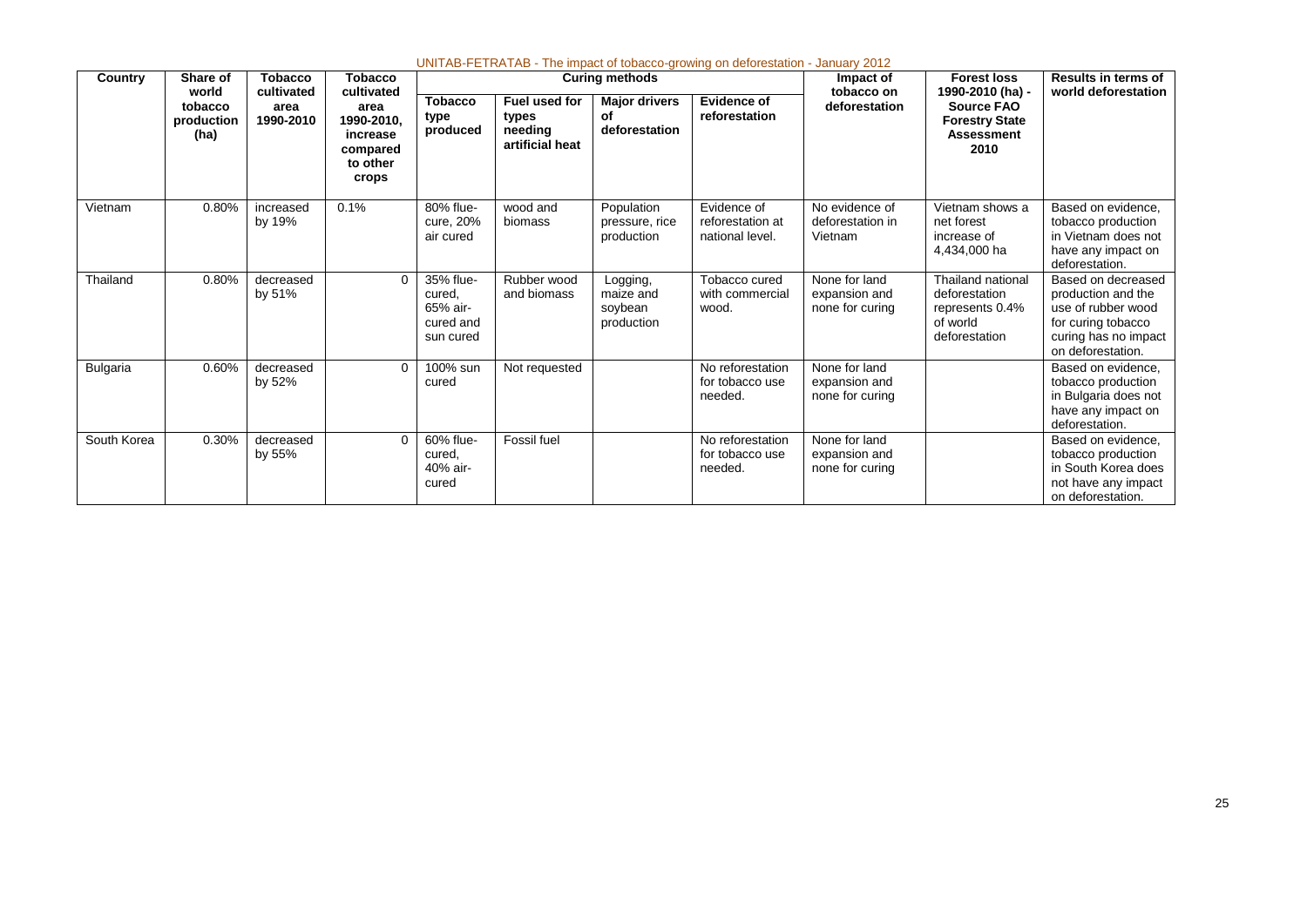UNITAB-FETRATAB - The impact of tobacco-growing on deforestation - January 2012

| Country | Share of world tobacco production (ha) | Tobacco cultivated area 1990-2010 | Tobacco cultivated area 1990-2010, increase compared to other crops | Curing methods | | | | Impact of tobacco on deforestation | Forest loss 1990-2010 (ha) - Source FAO Forestry State Assessment 2010 | Results in terms of world deforestation |
|---|---|---|---|---|---|---|---|---|---|---|
| | | | | Tobacco type produced | Fuel used for types needing artificial heat | Major drivers of deforestation | Evidence of reforestation | | | |
| Vietnam | 0.80% | increased by 19% | 0.1% | 80% flue-cure, 20% air cured | wood and biomass | Population pressure, rice production | Evidence of reforestation at national level. | No evidence of deforestation in Vietnam | Vietnam shows a net forest increase of 4,434,000 ha | Based on evidence, tobacco production in Vietnam does not have any impact on deforestation. |
| Thailand | 0.80% | decreased by 51% | 0 | 35% flue-cured, 65% air-cured and sun cured | Rubber wood and biomass | Logging, maize and soybean production | Tobacco cured with commercial wood. | None for land expansion and none for curing | Thailand national deforestation represents 0.4% of world deforestation | Based on decreased production and the use of rubber wood for curing tobacco curing has no impact on deforestation. |
| Bulgaria | 0.60% | decreased by 52% | 0 | 100% sun cured | Not requested | | No reforestation for tobacco use needed. | None for land expansion and none for curing | | Based on evidence, tobacco production in Bulgaria does not have any impact on deforestation. |
| South Korea | 0.30% | decreased by 55% | 0 | 60% flue-cured, 40% air-cured | Fossil fuel | | No reforestation for tobacco use needed. | None for land expansion and none for curing | | Based on evidence, tobacco production in South Korea does not have any impact on deforestation. |